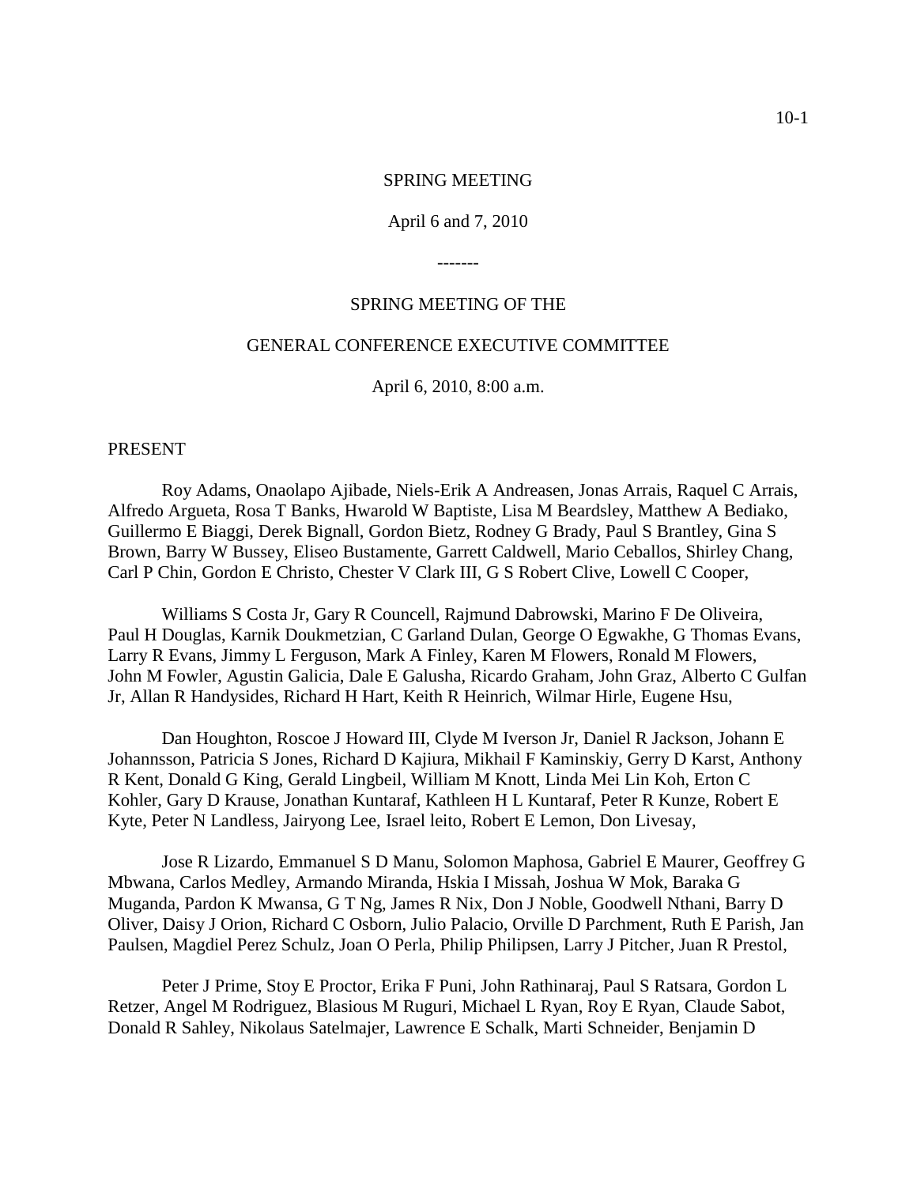SPRING MEETING

April 6 and 7, 2010

-------

SPRING MEETING OF THE

GENERAL CONFERENCE EXECUTIVE COMMITTEE

April 6, 2010, 8:00 a.m.

PRESENT

Roy Adams, Onaolapo Ajibade, Niels-Erik A Andreasen, Jonas Arrais, Raquel C Arrais, Alfredo Argueta, Rosa T Banks, Hwarold W Baptiste, Lisa M Beardsley, Matthew A Bediako, Guillermo E Biaggi, Derek Bignall, Gordon Bietz, Rodney G Brady, Paul S Brantley, Gina S Brown, Barry W Bussey, Eliseo Bustamente, Garrett Caldwell, Mario Ceballos, Shirley Chang, Carl P Chin, Gordon E Christo, Chester V Clark III, G S Robert Clive, Lowell C Cooper,

Williams S Costa Jr, Gary R Councell, Rajmund Dabrowski, Marino F De Oliveira, Paul H Douglas, Karnik Doukmetzian, C Garland Dulan, George O Egwakhe, G Thomas Evans, Larry R Evans, Jimmy L Ferguson, Mark A Finley, Karen M Flowers, Ronald M Flowers, John M Fowler, Agustin Galicia, Dale E Galusha, Ricardo Graham, John Graz, Alberto C Gulfan Jr, Allan R Handysides, Richard H Hart, Keith R Heinrich, Wilmar Hirle, Eugene Hsu,

Dan Houghton, Roscoe J Howard III, Clyde M Iverson Jr, Daniel R Jackson, Johann E Johannsson, Patricia S Jones, Richard D Kajiura, Mikhail F Kaminskiy, Gerry D Karst, Anthony R Kent, Donald G King, Gerald Lingbeil, William M Knott, Linda Mei Lin Koh, Erton C Kohler, Gary D Krause, Jonathan Kuntaraf, Kathleen H L Kuntaraf, Peter R Kunze, Robert E Kyte, Peter N Landless, Jairyong Lee, Israel leito, Robert E Lemon, Don Livesay,

Jose R Lizardo, Emmanuel S D Manu, Solomon Maphosa, Gabriel E Maurer, Geoffrey G Mbwana, Carlos Medley, Armando Miranda, Hskia I Missah, Joshua W Mok, Baraka G Muganda, Pardon K Mwansa, G T Ng, James R Nix, Don J Noble, Goodwell Nthani, Barry D Oliver, Daisy J Orion, Richard C Osborn, Julio Palacio, Orville D Parchment, Ruth E Parish, Jan Paulsen, Magdiel Perez Schulz, Joan O Perla, Philip Philipsen, Larry J Pitcher, Juan R Prestol,

Peter J Prime, Stoy E Proctor, Erika F Puni, John Rathinaraj, Paul S Ratsara, Gordon L Retzer, Angel M Rodriguez, Blasious M Ruguri, Michael L Ryan, Roy E Ryan, Claude Sabot, Donald R Sahley, Nikolaus Satelmajer, Lawrence E Schalk, Marti Schneider, Benjamin D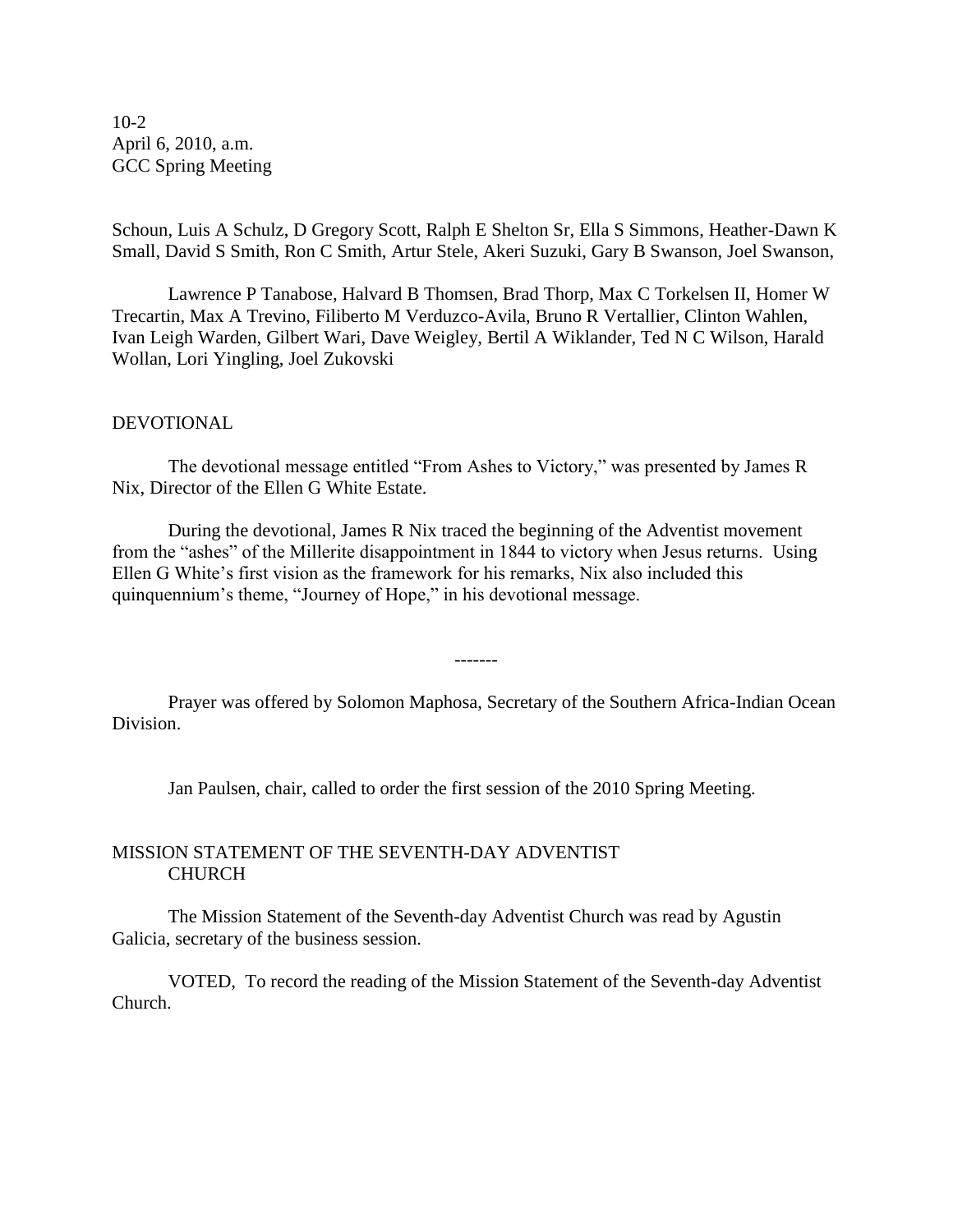Schoun, Luis A Schulz, D Gregory Scott, Ralph E Shelton Sr, Ella S Simmons, Heather-Dawn K Small, David S Smith, Ron C Smith, Artur Stele, Akeri Suzuki, Gary B Swanson, Joel Swanson,

Lawrence P Tanabose, Halvard B Thomsen, Brad Thorp, Max C Torkelsen II, Homer W Trecartin, Max A Trevino, Filiberto M Verduzco-Avila, Bruno R Vertallier, Clinton Wahlen, Ivan Leigh Warden, Gilbert Wari, Dave Weigley, Bertil A Wiklander, Ted N C Wilson, Harald Wollan, Lori Yingling, Joel Zukovski

## DEVOTIONAL

The devotional message entitled "From Ashes to Victory," was presented by James R Nix, Director of the Ellen G White Estate.

During the devotional, James R Nix traced the beginning of the Adventist movement from the "ashes" of the Millerite disappointment in 1844 to victory when Jesus returns. Using Ellen G White's first vision as the framework for his remarks, Nix also included this quinquennium's theme, "Journey of Hope," in his devotional message.

-------

Prayer was offered by Solomon Maphosa, Secretary of the Southern Africa-Indian Ocean Division.

Jan Paulsen, chair, called to order the first session of the 2010 Spring Meeting.

## MISSION STATEMENT OF THE SEVENTH-DAY ADVENTIST CHURCH

The Mission Statement of the Seventh-day Adventist Church was read by Agustin Galicia, secretary of the business session.

VOTED, To record the reading of the Mission Statement of the Seventh-day Adventist Church.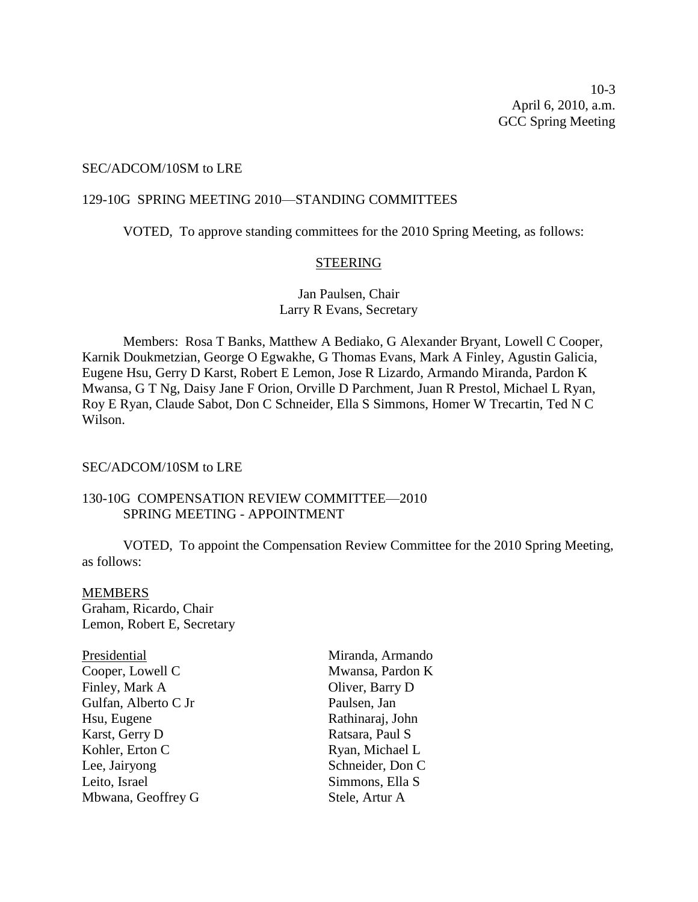10-3
April 6, 2010, a.m.
GCC Spring Meeting

SEC/ADCOM/10SM to LRE

129-10G SPRING MEETING 2010—STANDING COMMITTEES

VOTED, To approve standing committees for the 2010 Spring Meeting, as follows:

STEERING

Jan Paulsen, Chair
Larry R Evans, Secretary

Members: Rosa T Banks, Matthew A Bediako, G Alexander Bryant, Lowell C Cooper, Karnik Doukmetzian, George O Egwakhe, G Thomas Evans, Mark A Finley, Agustin Galicia, Eugene Hsu, Gerry D Karst, Robert E Lemon, Jose R Lizardo, Armando Miranda, Pardon K Mwansa, G T Ng, Daisy Jane F Orion, Orville D Parchment, Juan R Prestol, Michael L Ryan, Roy E Ryan, Claude Sabot, Don C Schneider, Ella S Simmons, Homer W Trecartin, Ted N C Wilson.

SEC/ADCOM/10SM to LRE

130-10G COMPENSATION REVIEW COMMITTEE—2010 SPRING MEETING - APPOINTMENT

VOTED, To appoint the Compensation Review Committee for the 2010 Spring Meeting, as follows:

MEMBERS
Graham, Ricardo, Chair
Lemon, Robert E, Secretary

Presidential
Cooper, Lowell C
Finley, Mark A
Gulfan, Alberto C Jr
Hsu, Eugene
Karst, Gerry D
Kohler, Erton C
Lee, Jairyong
Leito, Israel
Mbwana, Geoffrey G
Miranda, Armando
Mwansa, Pardon K
Oliver, Barry D
Paulsen, Jan
Rathinaraj, John
Ratsara, Paul S
Ryan, Michael L
Schneider, Don C
Simmons, Ella S
Stele, Artur A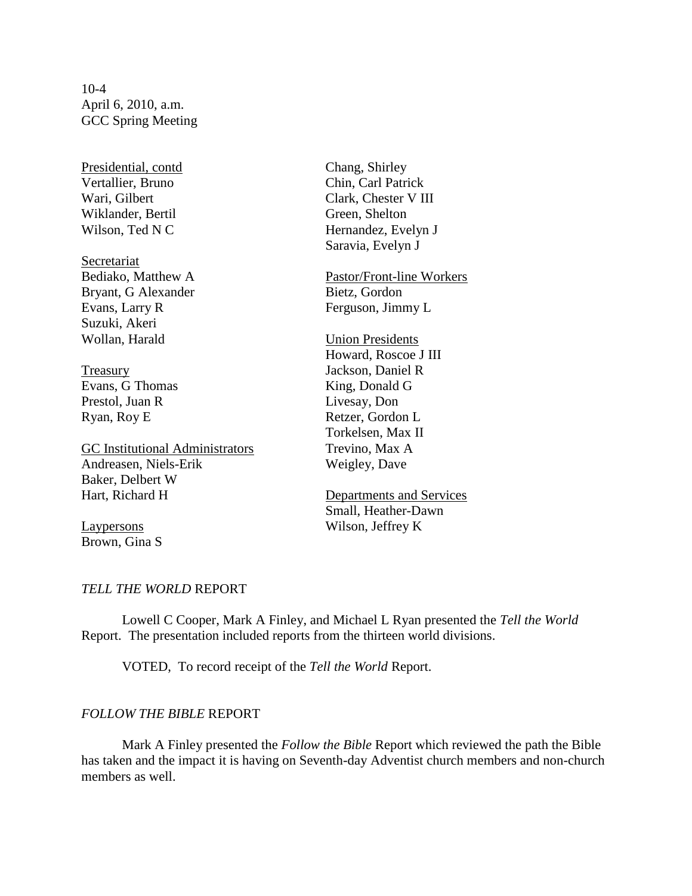10-4
April 6, 2010, a.m.
GCC Spring Meeting

Presidential, contd
Vertallier, Bruno
Wari, Gilbert
Wiklander, Bertil
Wilson, Ted N C

Secretariat
Bediako, Matthew A
Bryant, G Alexander
Evans, Larry R
Suzuki, Akeri
Wollan, Harald

Treasury
Evans, G Thomas
Prestol, Juan R
Ryan, Roy E

GC Institutional Administrators
Andreasen, Niels-Erik
Baker, Delbert W
Hart, Richard H

Laypersons
Brown, Gina S
Chang, Shirley
Chin, Carl Patrick
Clark, Chester V III
Green, Shelton
Hernandez, Evelyn J
Saravia, Evelyn J

Pastor/Front-line Workers
Bietz, Gordon
Ferguson, Jimmy L

Union Presidents
Howard, Roscoe J III
Jackson, Daniel R
King, Donald G
Livesay, Don
Retzer, Gordon L
Torkelsen, Max II
Trevino, Max A
Weigley, Dave

Departments and Services
Small, Heather-Dawn
Wilson, Jeffrey K

*TELL THE WORLD* REPORT

Lowell C Cooper, Mark A Finley, and Michael L Ryan presented the *Tell the World* Report. The presentation included reports from the thirteen world divisions.

VOTED, To record receipt of the *Tell the World* Report.

*FOLLOW THE BIBLE* REPORT

Mark A Finley presented the *Follow the Bible* Report which reviewed the path the Bible has taken and the impact it is having on Seventh-day Adventist church members and non-church members as well.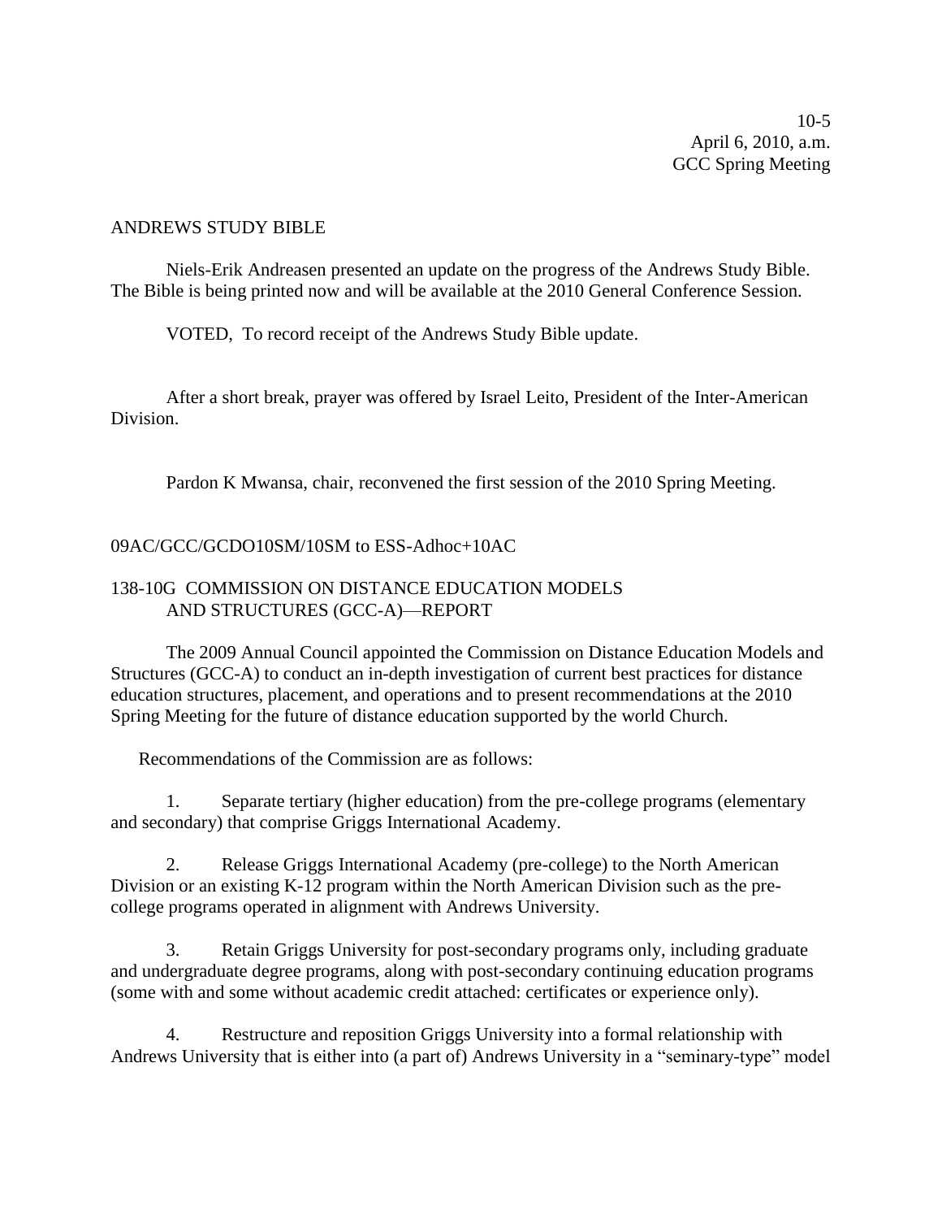ANDREWS STUDY BIBLE

Niels-Erik Andreasen presented an update on the progress of the Andrews Study Bible. The Bible is being printed now and will be available at the 2010 General Conference Session.

VOTED, To record receipt of the Andrews Study Bible update.

After a short break, prayer was offered by Israel Leito, President of the Inter-American Division.

Pardon K Mwansa, chair, reconvened the first session of the 2010 Spring Meeting.

09AC/GCC/GCDO10SM/10SM to ESS-Adhoc+10AC

138-10G COMMISSION ON DISTANCE EDUCATION MODELS AND STRUCTURES (GCC-A)—REPORT

The 2009 Annual Council appointed the Commission on Distance Education Models and Structures (GCC-A) to conduct an in-depth investigation of current best practices for distance education structures, placement, and operations and to present recommendations at the 2010 Spring Meeting for the future of distance education supported by the world Church.

Recommendations of the Commission are as follows:

1. Separate tertiary (higher education) from the pre-college programs (elementary and secondary) that comprise Griggs International Academy.

2. Release Griggs International Academy (pre-college) to the North American Division or an existing K-12 program within the North American Division such as the pre-college programs operated in alignment with Andrews University.

3. Retain Griggs University for post-secondary programs only, including graduate and undergraduate degree programs, along with post-secondary continuing education programs (some with and some without academic credit attached: certificates or experience only).

4. Restructure and reposition Griggs University into a formal relationship with Andrews University that is either into (a part of) Andrews University in a "seminary-type" model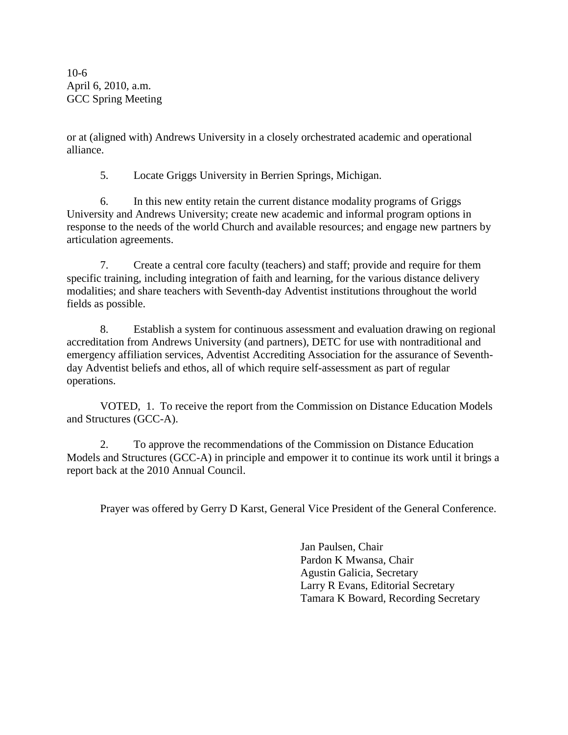or at (aligned with) Andrews University in a closely orchestrated academic and operational alliance.

5. Locate Griggs University in Berrien Springs, Michigan.

6. In this new entity retain the current distance modality programs of Griggs University and Andrews University; create new academic and informal program options in response to the needs of the world Church and available resources; and engage new partners by articulation agreements.

7. Create a central core faculty (teachers) and staff; provide and require for them specific training, including integration of faith and learning, for the various distance delivery modalities; and share teachers with Seventh-day Adventist institutions throughout the world fields as possible.

8. Establish a system for continuous assessment and evaluation drawing on regional accreditation from Andrews University (and partners), DETC for use with nontraditional and emergency affiliation services, Adventist Accrediting Association for the assurance of Seventh-day Adventist beliefs and ethos, all of which require self-assessment as part of regular operations.

VOTED, 1. To receive the report from the Commission on Distance Education Models and Structures (GCC-A).

2. To approve the recommendations of the Commission on Distance Education Models and Structures (GCC-A) in principle and empower it to continue its work until it brings a report back at the 2010 Annual Council.

Prayer was offered by Gerry D Karst, General Vice President of the General Conference.

Jan Paulsen, Chair
Pardon K Mwansa, Chair
Agustin Galicia, Secretary
Larry R Evans, Editorial Secretary
Tamara K Boward, Recording Secretary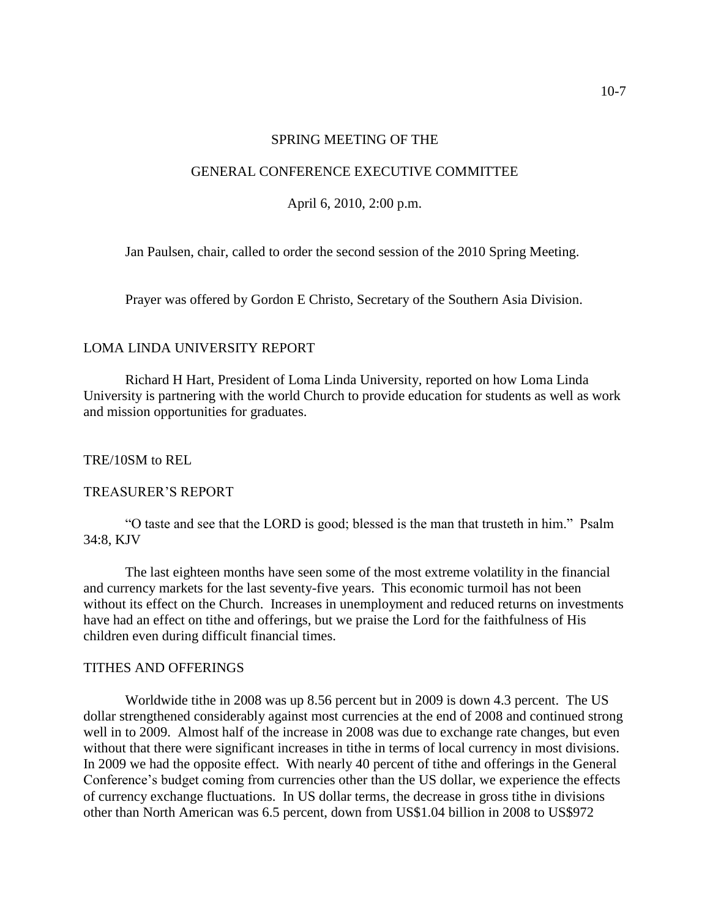SPRING MEETING OF THE

GENERAL CONFERENCE EXECUTIVE COMMITTEE

April 6, 2010, 2:00 p.m.

Jan Paulsen, chair, called to order the second session of the 2010 Spring Meeting.

Prayer was offered by Gordon E Christo, Secretary of the Southern Asia Division.

## LOMA LINDA UNIVERSITY REPORT

Richard H Hart, President of Loma Linda University, reported on how Loma Linda University is partnering with the world Church to provide education for students as well as work and mission opportunities for graduates.

TRE/10SM to REL

## TREASURER'S REPORT

"O taste and see that the LORD is good; blessed is the man that trusteth in him." Psalm 34:8, KJV

The last eighteen months have seen some of the most extreme volatility in the financial and currency markets for the last seventy-five years. This economic turmoil has not been without its effect on the Church. Increases in unemployment and reduced returns on investments have had an effect on tithe and offerings, but we praise the Lord for the faithfulness of His children even during difficult financial times.

## TITHES AND OFFERINGS

Worldwide tithe in 2008 was up 8.56 percent but in 2009 is down 4.3 percent. The US dollar strengthened considerably against most currencies at the end of 2008 and continued strong well in to 2009. Almost half of the increase in 2008 was due to exchange rate changes, but even without that there were significant increases in tithe in terms of local currency in most divisions. In 2009 we had the opposite effect. With nearly 40 percent of tithe and offerings in the General Conference's budget coming from currencies other than the US dollar, we experience the effects of currency exchange fluctuations. In US dollar terms, the decrease in gross tithe in divisions other than North American was 6.5 percent, down from US$1.04 billion in 2008 to US$972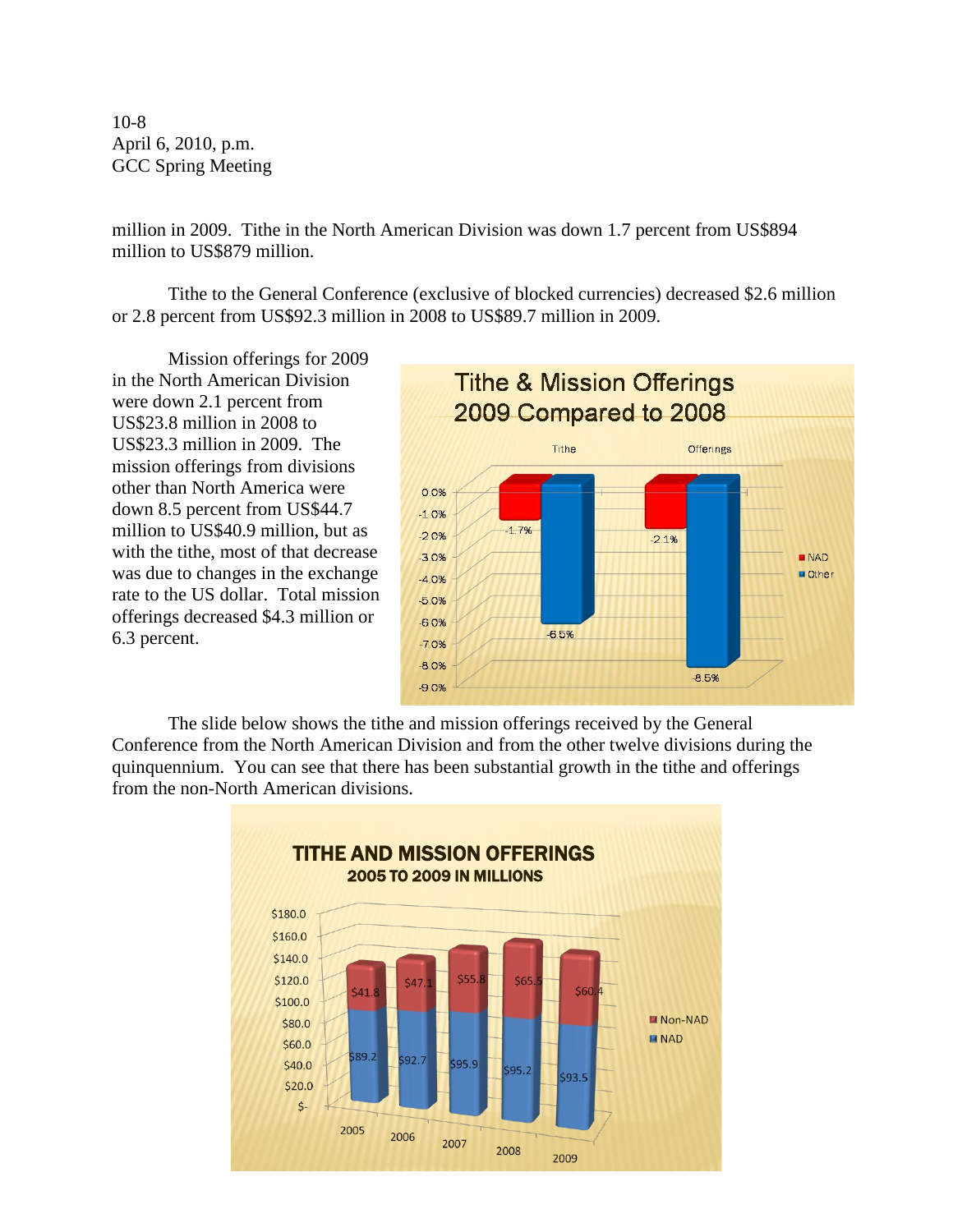million in 2009. Tithe in the North American Division was down 1.7 percent from US$894 million to US$879 million.

Tithe to the General Conference (exclusive of blocked currencies) decreased $2.6 million or 2.8 percent from US$92.3 million in 2008 to US$89.7 million in 2009.

Mission offerings for 2009 in the North American Division were down 2.1 percent from US$23.8 million in 2008 to US$23.3 million in 2009. The mission offerings from divisions other than North America were down 8.5 percent from US$44.7 million to US$40.9 million, but as with the tithe, most of that decrease was due to changes in the exchange rate to the US dollar. Total mission offerings decreased $4.3 million or 6.3 percent.

**Tithe & Mission Offerings 2009 Compared to 2008**

| | NAD | Other |
|---|---|---|
| Tithe | -1.7% | -6.5% |
| Offerings | -2.1% | -8.5% |

The slide below shows the tithe and mission offerings received by the General Conference from the North American Division and from the other twelve divisions during the quinquennium. You can see that there has been substantial growth in the tithe and offerings from the non-North American divisions.

**TITHE AND MISSION OFFERINGS 2005 TO 2009 IN MILLIONS**

| Year | NAD | Non-NAD |
|---|---|---|
| 2005 | $89.2 | $41.8 |
| 2006 | $92.7 | $47.1 |
| 2007 | $95.9 | $55.8 |
| 2008 | $95.2 | $65.5 |
| 2009 | $93.5 | $60.4 |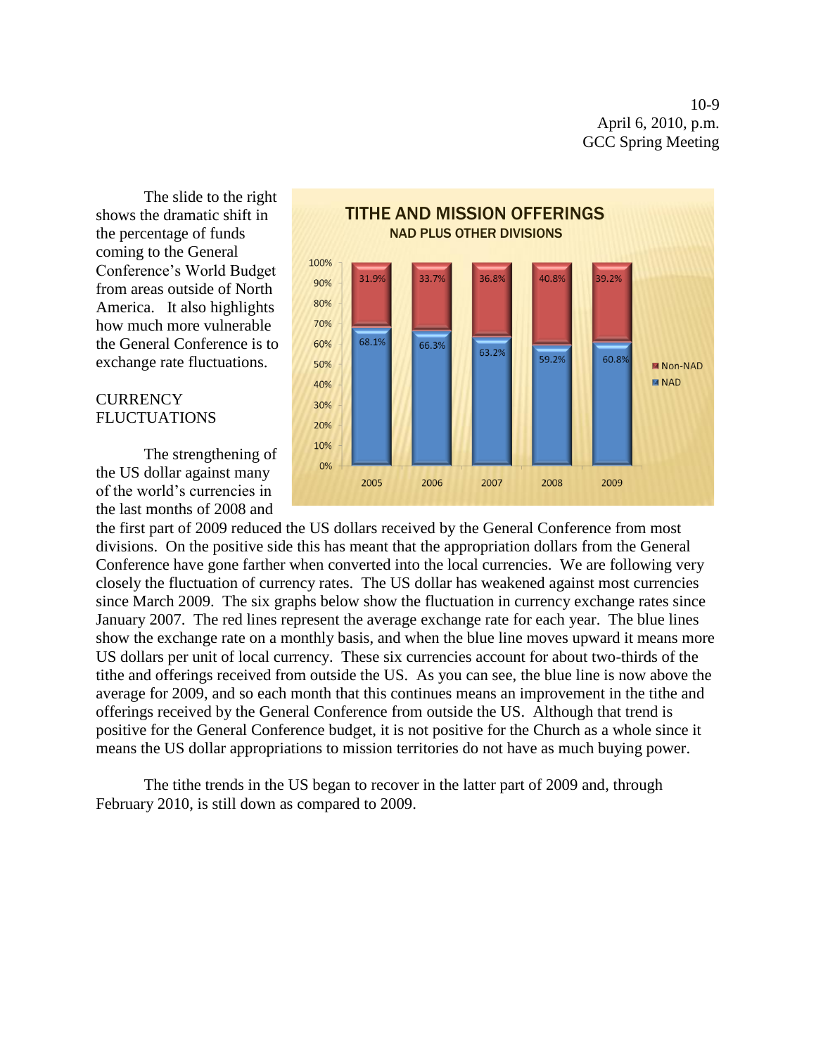The slide to the right shows the dramatic shift in the percentage of funds coming to the General Conference's World Budget from areas outside of North America. It also highlights how much more vulnerable the General Conference is to exchange rate fluctuations.

**TITHE AND MISSION OFFERINGS**
**NAD PLUS OTHER DIVISIONS**

| Year | NAD | Non-NAD |
|---|---|---|
| 2005 | 68.1% | 31.9% |
| 2006 | 66.3% | 33.7% |
| 2007 | 63.2% | 36.8% |
| 2008 | 59.2% | 40.8% |
| 2009 | 60.8% | 39.2% |

## CURRENCY FLUCTUATIONS

The strengthening of the US dollar against many of the world's currencies in the last months of 2008 and the first part of 2009 reduced the US dollars received by the General Conference from most divisions. On the positive side this has meant that the appropriation dollars from the General Conference have gone farther when converted into the local currencies. We are following very closely the fluctuation of currency rates. The US dollar has weakened against most currencies since March 2009. The six graphs below show the fluctuation in currency exchange rates since January 2007. The red lines represent the average exchange rate for each year. The blue lines show the exchange rate on a monthly basis, and when the blue line moves upward it means more US dollars per unit of local currency. These six currencies account for about two-thirds of the tithe and offerings received from outside the US. As you can see, the blue line is now above the average for 2009, and so each month that this continues means an improvement in the tithe and offerings received by the General Conference from outside the US. Although that trend is positive for the General Conference budget, it is not positive for the Church as a whole since it means the US dollar appropriations to mission territories do not have as much buying power.

The tithe trends in the US began to recover in the latter part of 2009 and, through February 2010, is still down as compared to 2009.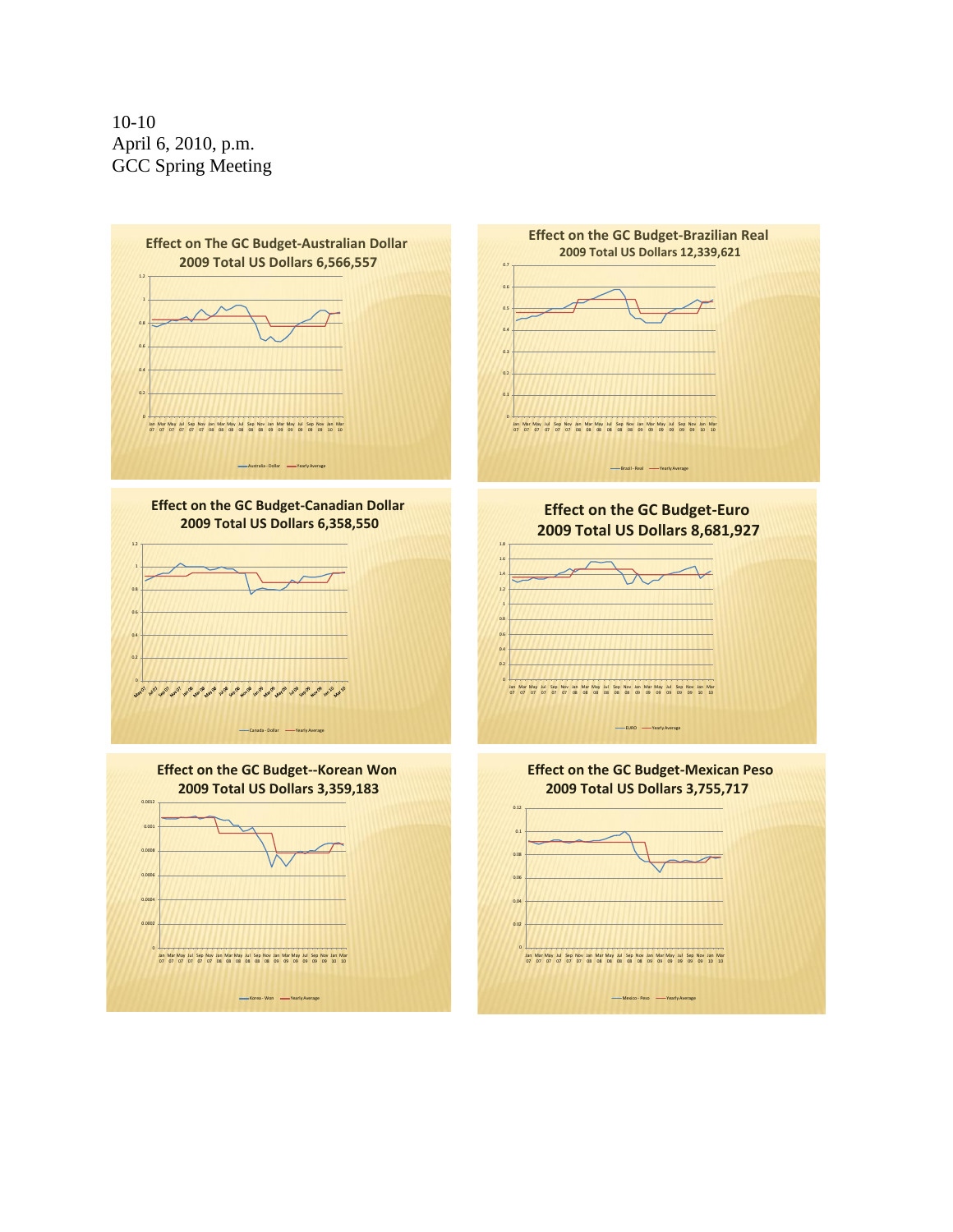10-10
April 6, 2010, p.m.
GCC Spring Meeting

**Effect on The GC Budget-Australian Dollar**
**2009 Total US Dollars 6,566,557**

**Effect on the GC Budget-Brazilian Real**
**2009 Total US Dollars 12,339,621**

**Effect on the GC Budget-Canadian Dollar**
**2009 Total US Dollars 6,358,550**

**Effect on the GC Budget-Euro**
**2009 Total US Dollars 8,681,927**

**Effect on the GC Budget--Korean Won**
**2009 Total US Dollars 3,359,183**

**Effect on the GC Budget-Mexican Peso**
**2009 Total US Dollars 3,755,717**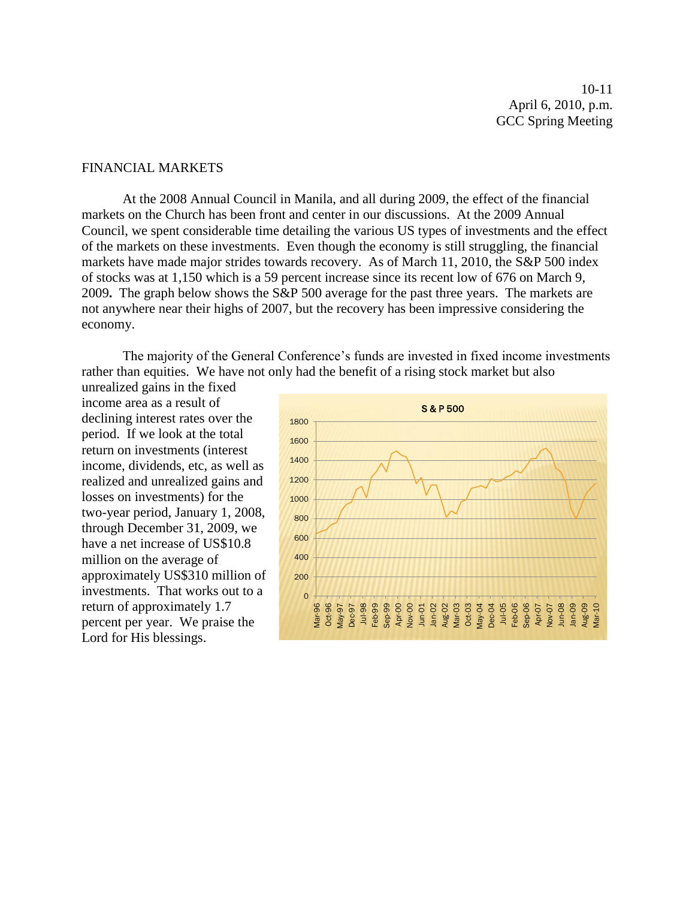FINANCIAL MARKETS

At the 2008 Annual Council in Manila, and all during 2009, the effect of the financial markets on the Church has been front and center in our discussions. At the 2009 Annual Council, we spent considerable time detailing the various US types of investments and the effect of the markets on these investments. Even though the economy is still struggling, the financial markets have made major strides towards recovery. As of March 11, 2010, the S&P 500 index of stocks was at 1,150 which is a 59 percent increase since its recent low of 676 on March 9, 2009**.** The graph below shows the S&P 500 average for the past three years. The markets are not anywhere near their highs of 2007, but the recovery has been impressive considering the economy.

The majority of the General Conference's funds are invested in fixed income investments rather than equities. We have not only had the benefit of a rising stock market but also unrealized gains in the fixed income area as a result of declining interest rates over the period. If we look at the total return on investments (interest income, dividends, etc, as well as realized and unrealized gains and losses on investments) for the two-year period, January 1, 2008, through December 31, 2009, we have a net increase of US$10.8 million on the average of approximately US$310 million of investments. That works out to a return of approximately 1.7 percent per year. We praise the Lord for His blessings.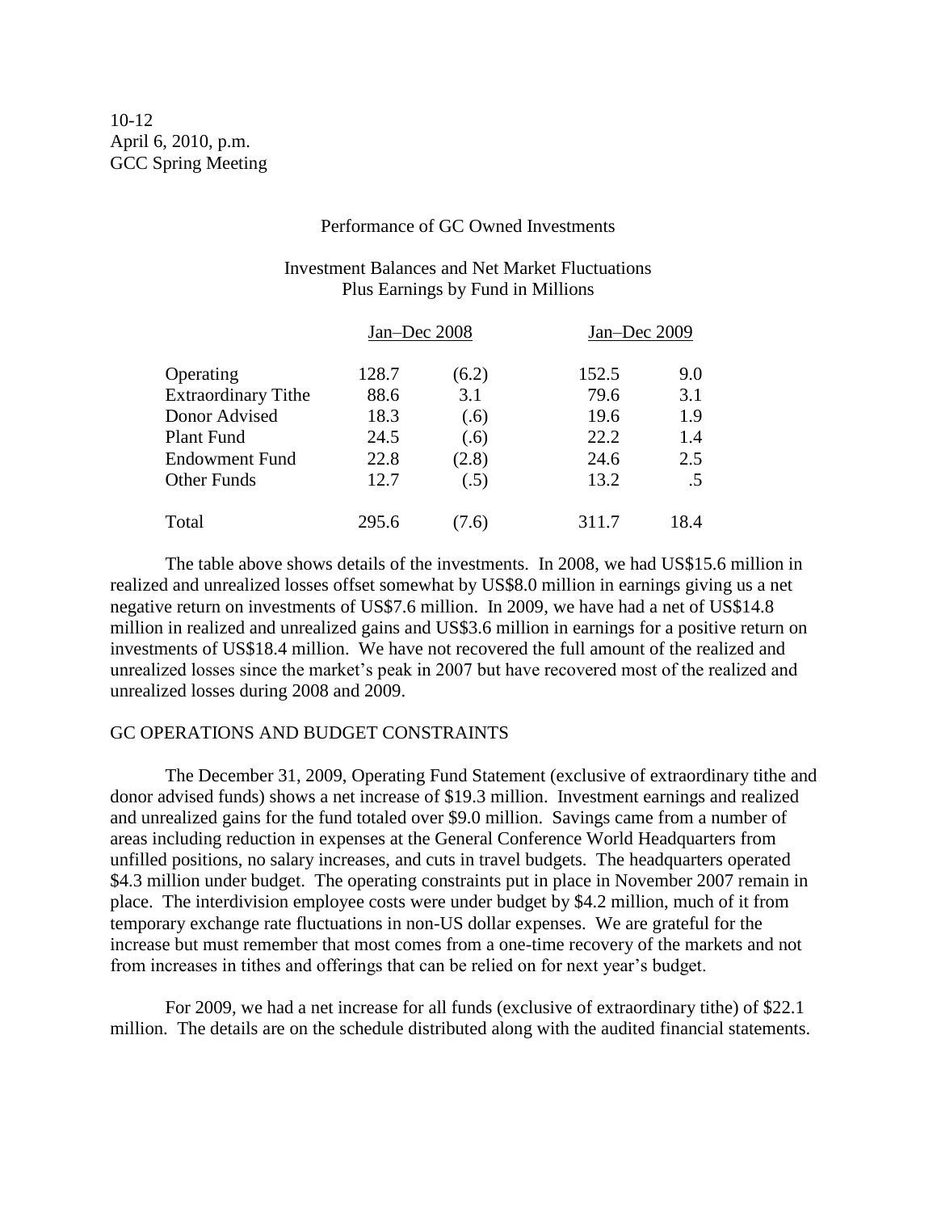10-12
April 6, 2010, p.m.
GCC Spring Meeting

Performance of GC Owned Investments

Investment Balances and Net Market Fluctuations
Plus Earnings by Fund in Millions

| | Jan–Dec 2008 | | Jan–Dec 2009 | |
|---|---|---|---|---|
| Operating | 128.7 | (6.2) | 152.5 | 9.0 |
| Extraordinary Tithe | 88.6 | 3.1 | 79.6 | 3.1 |
| Donor Advised | 18.3 | (.6) | 19.6 | 1.9 |
| Plant Fund | 24.5 | (.6) | 22.2 | 1.4 |
| Endowment Fund | 22.8 | (2.8) | 24.6 | 2.5 |
| Other Funds | 12.7 | (.5) | 13.2 | .5 |
| Total | 295.6 | (7.6) | 311.7 | 18.4 |

The table above shows details of the investments. In 2008, we had US$15.6 million in realized and unrealized losses offset somewhat by US$8.0 million in earnings giving us a net negative return on investments of US$7.6 million. In 2009, we have had a net of US$14.8 million in realized and unrealized gains and US$3.6 million in earnings for a positive return on investments of US$18.4 million. We have not recovered the full amount of the realized and unrealized losses since the market's peak in 2007 but have recovered most of the realized and unrealized losses during 2008 and 2009.

GC OPERATIONS AND BUDGET CONSTRAINTS

The December 31, 2009, Operating Fund Statement (exclusive of extraordinary tithe and donor advised funds) shows a net increase of $19.3 million. Investment earnings and realized and unrealized gains for the fund totaled over $9.0 million. Savings came from a number of areas including reduction in expenses at the General Conference World Headquarters from unfilled positions, no salary increases, and cuts in travel budgets. The headquarters operated $4.3 million under budget. The operating constraints put in place in November 2007 remain in place. The interdivision employee costs were under budget by $4.2 million, much of it from temporary exchange rate fluctuations in non-US dollar expenses. We are grateful for the increase but must remember that most comes from a one-time recovery of the markets and not from increases in tithes and offerings that can be relied on for next year's budget.

For 2009, we had a net increase for all funds (exclusive of extraordinary tithe) of $22.1 million. The details are on the schedule distributed along with the audited financial statements.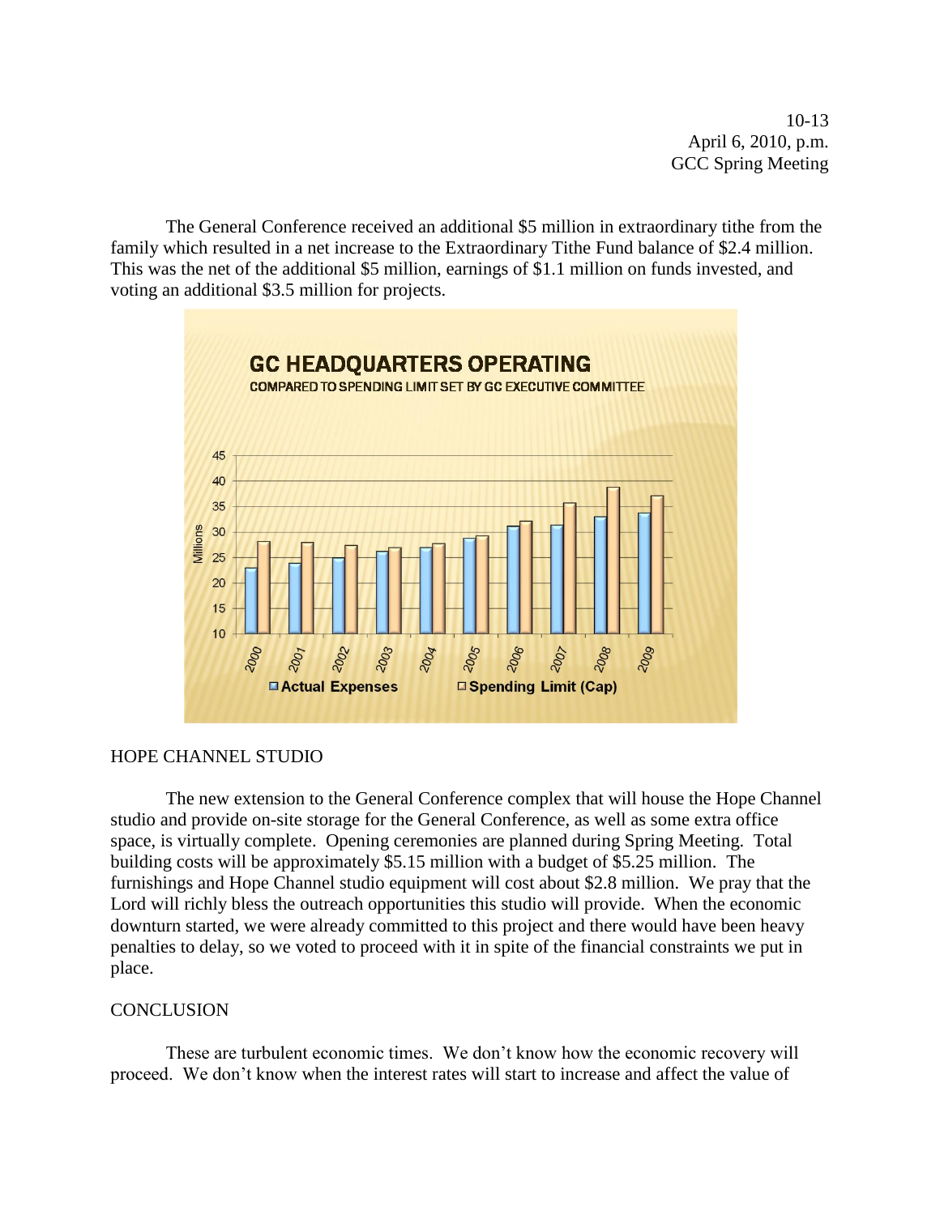The General Conference received an additional $5 million in extraordinary tithe from the family which resulted in a net increase to the Extraordinary Tithe Fund balance of $2.4 million. This was the net of the additional $5 million, earnings of $1.1 million on funds invested, and voting an additional $3.5 million for projects.

**GC HEADQUARTERS OPERATING**

COMPARED TO SPENDING LIMIT SET BY GC EXECUTIVE COMMITTEE

Actual Expenses | Spending Limit (Cap)

## HOPE CHANNEL STUDIO

The new extension to the General Conference complex that will house the Hope Channel studio and provide on-site storage for the General Conference, as well as some extra office space, is virtually complete. Opening ceremonies are planned during Spring Meeting. Total building costs will be approximately $5.15 million with a budget of $5.25 million. The furnishings and Hope Channel studio equipment will cost about $2.8 million. We pray that the Lord will richly bless the outreach opportunities this studio will provide. When the economic downturn started, we were already committed to this project and there would have been heavy penalties to delay, so we voted to proceed with it in spite of the financial constraints we put in place.

## CONCLUSION

These are turbulent economic times. We don't know how the economic recovery will proceed. We don't know when the interest rates will start to increase and affect the value of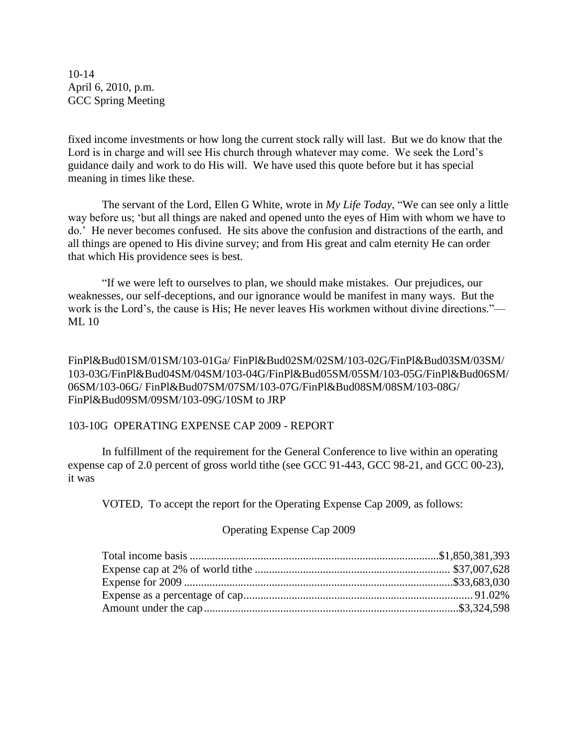fixed income investments or how long the current stock rally will last. But we do know that the Lord is in charge and will see His church through whatever may come. We seek the Lord's guidance daily and work to do His will. We have used this quote before but it has special meaning in times like these.

The servant of the Lord, Ellen G White, wrote in *My Life Today*, "We can see only a little way before us; 'but all things are naked and opened unto the eyes of Him with whom we have to do.' He never becomes confused. He sits above the confusion and distractions of the earth, and all things are opened to His divine survey; and from His great and calm eternity He can order that which His providence sees is best.

"If we were left to ourselves to plan, we should make mistakes. Our prejudices, our weaknesses, our self-deceptions, and our ignorance would be manifest in many ways. But the work is the Lord's, the cause is His; He never leaves His workmen without divine directions."—ML 10

FinPl&Bud01SM/01SM/103-01Ga/ FinPl&Bud02SM/02SM/103-02G/FinPl&Bud03SM/03SM/103-03G/FinPl&Bud04SM/04SM/103-04G/FinPl&Bud05SM/05SM/103-05G/FinPl&Bud06SM/06SM/103-06G/ FinPl&Bud07SM/07SM/103-07G/FinPl&Bud08SM/08SM/103-08G/FinPl&Bud09SM/09SM/103-09G/10SM to JRP

## 103-10G OPERATING EXPENSE CAP 2009 - REPORT

In fulfillment of the requirement for the General Conference to live within an operating expense cap of 2.0 percent of gross world tithe (see GCC 91-443, GCC 98-21, and GCC 00-23), it was

VOTED, To accept the report for the Operating Expense Cap 2009, as follows:

Operating Expense Cap 2009

| | |
|---|---|
| Total income basis | $1,850,381,393 |
| Expense cap at 2% of world tithe | $37,007,628 |
| Expense for 2009 | $33,683,030 |
| Expense as a percentage of cap | 91.02% |
| Amount under the cap | $3,324,598 |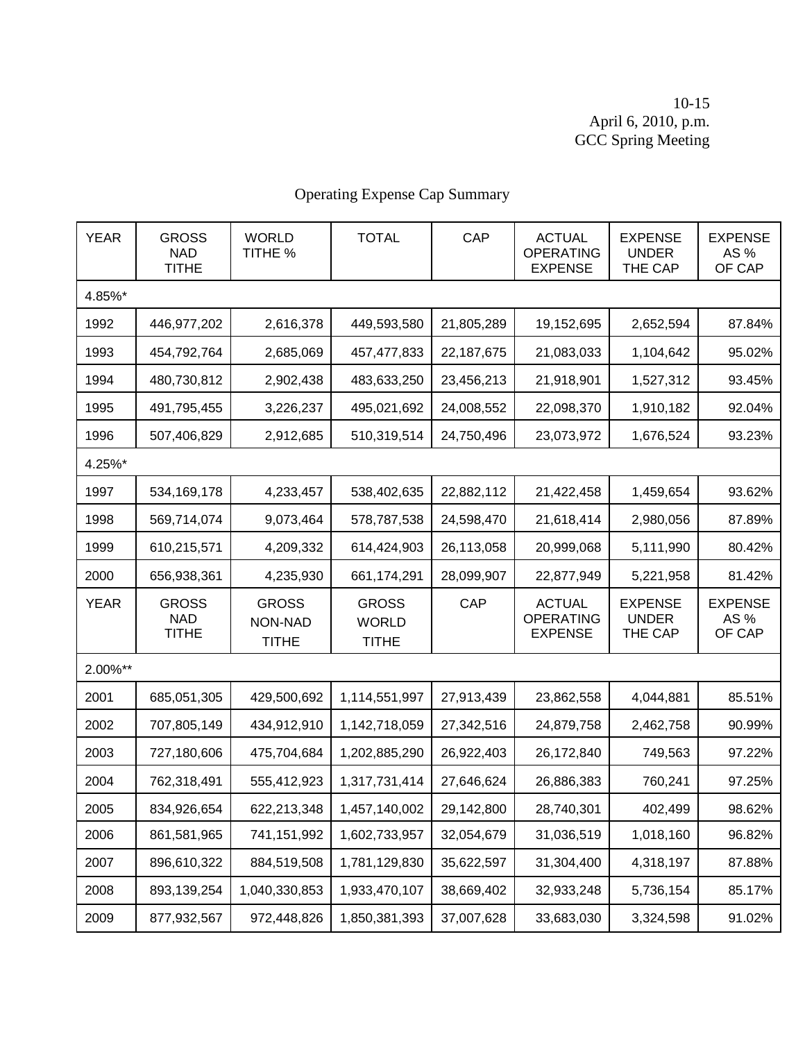10-15
April 6, 2010, p.m.
GCC Spring Meeting

## Operating Expense Cap Summary

| YEAR | GROSS NAD TITHE | WORLD TITHE % | TOTAL | CAP | ACTUAL OPERATING EXPENSE | EXPENSE UNDER THE CAP | EXPENSE AS % OF CAP |
|---|---|---|---|---|---|---|---|
| 4.85%* | | | | | | | |
| 1992 | 446,977,202 | 2,616,378 | 449,593,580 | 21,805,289 | 19,152,695 | 2,652,594 | 87.84% |
| 1993 | 454,792,764 | 2,685,069 | 457,477,833 | 22,187,675 | 21,083,033 | 1,104,642 | 95.02% |
| 1994 | 480,730,812 | 2,902,438 | 483,633,250 | 23,456,213 | 21,918,901 | 1,527,312 | 93.45% |
| 1995 | 491,795,455 | 3,226,237 | 495,021,692 | 24,008,552 | 22,098,370 | 1,910,182 | 92.04% |
| 1996 | 507,406,829 | 2,912,685 | 510,319,514 | 24,750,496 | 23,073,972 | 1,676,524 | 93.23% |
| 4.25%* | | | | | | | |
| 1997 | 534,169,178 | 4,233,457 | 538,402,635 | 22,882,112 | 21,422,458 | 1,459,654 | 93.62% |
| 1998 | 569,714,074 | 9,073,464 | 578,787,538 | 24,598,470 | 21,618,414 | 2,980,056 | 87.89% |
| 1999 | 610,215,571 | 4,209,332 | 614,424,903 | 26,113,058 | 20,999,068 | 5,111,990 | 80.42% |
| 2000 | 656,938,361 | 4,235,930 | 661,174,291 | 28,099,907 | 22,877,949 | 5,221,958 | 81.42% |
| **YEAR** | **GROSS NAD TITHE** | **GROSS NON-NAD TITHE** | **GROSS WORLD TITHE** | **CAP** | **ACTUAL OPERATING EXPENSE** | **EXPENSE UNDER THE CAP** | **EXPENSE AS % OF CAP** |
| 2.00%** | | | | | | | |
| 2001 | 685,051,305 | 429,500,692 | 1,114,551,997 | 27,913,439 | 23,862,558 | 4,044,881 | 85.51% |
| 2002 | 707,805,149 | 434,912,910 | 1,142,718,059 | 27,342,516 | 24,879,758 | 2,462,758 | 90.99% |
| 2003 | 727,180,606 | 475,704,684 | 1,202,885,290 | 26,922,403 | 26,172,840 | 749,563 | 97.22% |
| 2004 | 762,318,491 | 555,412,923 | 1,317,731,414 | 27,646,624 | 26,886,383 | 760,241 | 97.25% |
| 2005 | 834,926,654 | 622,213,348 | 1,457,140,002 | 29,142,800 | 28,740,301 | 402,499 | 98.62% |
| 2006 | 861,581,965 | 741,151,992 | 1,602,733,957 | 32,054,679 | 31,036,519 | 1,018,160 | 96.82% |
| 2007 | 896,610,322 | 884,519,508 | 1,781,129,830 | 35,622,597 | 31,304,400 | 4,318,197 | 87.88% |
| 2008 | 893,139,254 | 1,040,330,853 | 1,933,470,107 | 38,669,402 | 32,933,248 | 5,736,154 | 85.17% |
| 2009 | 877,932,567 | 972,448,826 | 1,850,381,393 | 37,007,628 | 33,683,030 | 3,324,598 | 91.02% |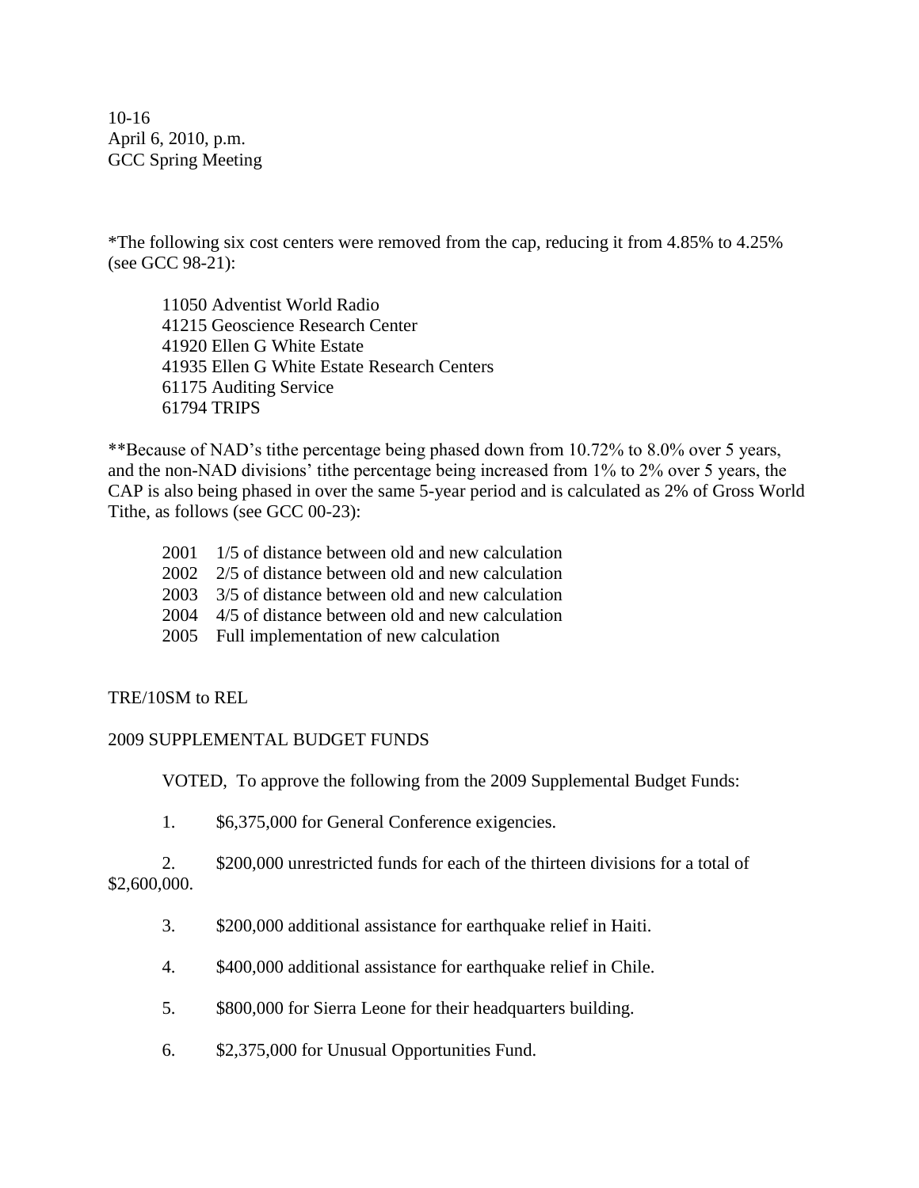10-16
April 6, 2010, p.m.
GCC Spring Meeting

*The following six cost centers were removed from the cap, reducing it from 4.85% to 4.25% (see GCC 98-21):

11050 Adventist World Radio
41215 Geoscience Research Center
41920 Ellen G White Estate
41935 Ellen G White Estate Research Centers
61175 Auditing Service
61794 TRIPS

**Because of NAD's tithe percentage being phased down from 10.72% to 8.0% over 5 years, and the non-NAD divisions' tithe percentage being increased from 1% to 2% over 5 years, the CAP is also being phased in over the same 5-year period and is calculated as 2% of Gross World Tithe, as follows (see GCC 00-23):

2001 1/5 of distance between old and new calculation
2002 2/5 of distance between old and new calculation
2003 3/5 of distance between old and new calculation
2004 4/5 of distance between old and new calculation
2005 Full implementation of new calculation

TRE/10SM to REL

2009 SUPPLEMENTAL BUDGET FUNDS

VOTED, To approve the following from the 2009 Supplemental Budget Funds:

1. $6,375,000 for General Conference exigencies.

2. $200,000 unrestricted funds for each of the thirteen divisions for a total of $2,600,000.

3. $200,000 additional assistance for earthquake relief in Haiti.

4. $400,000 additional assistance for earthquake relief in Chile.

5. $800,000 for Sierra Leone for their headquarters building.

6. $2,375,000 for Unusual Opportunities Fund.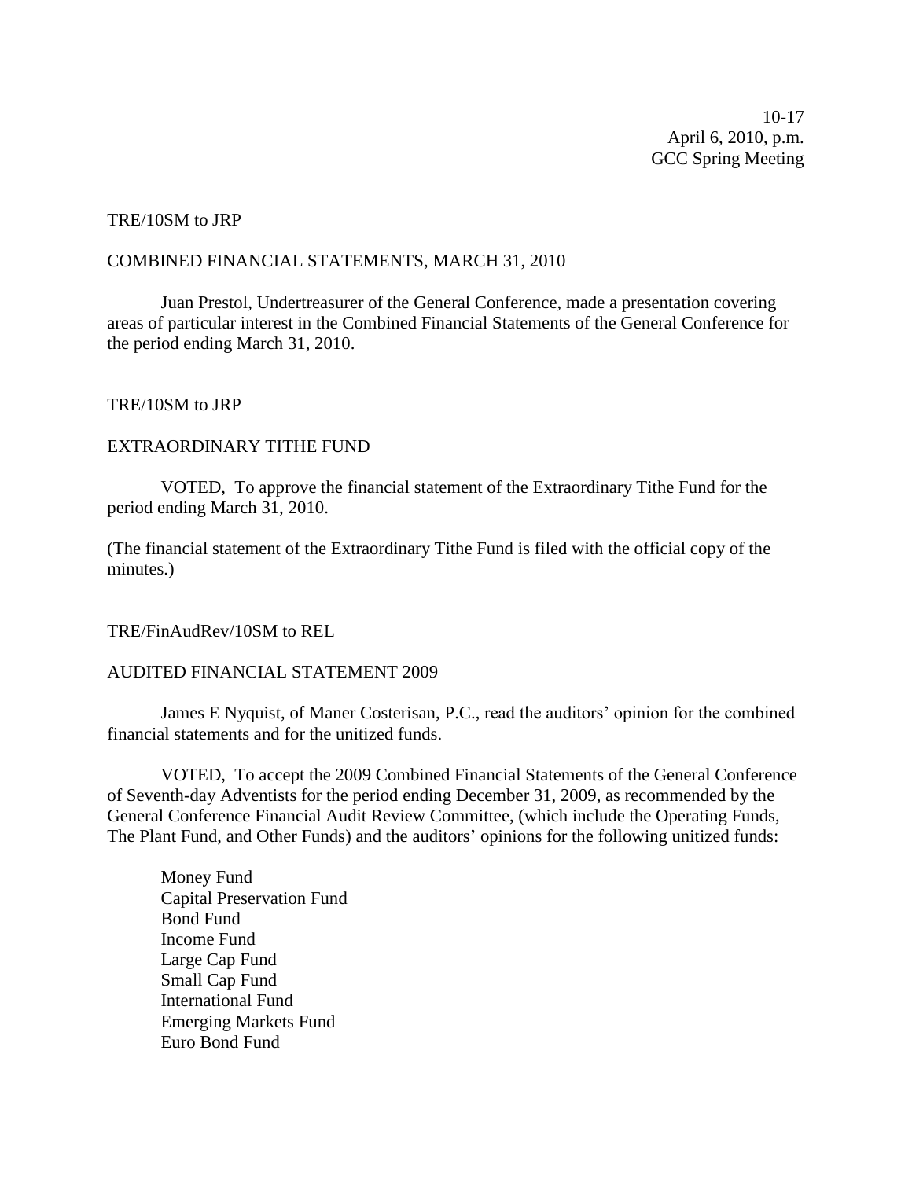10-17
April 6, 2010, p.m.
GCC Spring Meeting

TRE/10SM to JRP

COMBINED FINANCIAL STATEMENTS, MARCH 31, 2010

Juan Prestol, Undertreasurer of the General Conference, made a presentation covering areas of particular interest in the Combined Financial Statements of the General Conference for the period ending March 31, 2010.

TRE/10SM to JRP

EXTRAORDINARY TITHE FUND

VOTED, To approve the financial statement of the Extraordinary Tithe Fund for the period ending March 31, 2010.

(The financial statement of the Extraordinary Tithe Fund is filed with the official copy of the minutes.)

TRE/FinAudRev/10SM to REL

AUDITED FINANCIAL STATEMENT 2009

James E Nyquist, of Maner Costerisan, P.C., read the auditors' opinion for the combined financial statements and for the unitized funds.

VOTED, To accept the 2009 Combined Financial Statements of the General Conference of Seventh-day Adventists for the period ending December 31, 2009, as recommended by the General Conference Financial Audit Review Committee, (which include the Operating Funds, The Plant Fund, and Other Funds) and the auditors' opinions for the following unitized funds:

Money Fund
Capital Preservation Fund
Bond Fund
Income Fund
Large Cap Fund
Small Cap Fund
International Fund
Emerging Markets Fund
Euro Bond Fund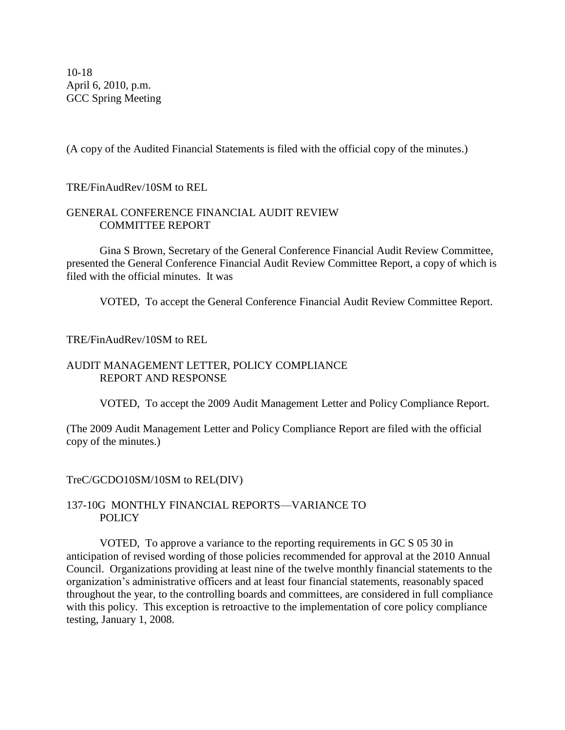(A copy of the Audited Financial Statements is filed with the official copy of the minutes.)

TRE/FinAudRev/10SM to REL

## GENERAL CONFERENCE FINANCIAL AUDIT REVIEW COMMITTEE REPORT

Gina S Brown, Secretary of the General Conference Financial Audit Review Committee, presented the General Conference Financial Audit Review Committee Report, a copy of which is filed with the official minutes. It was

VOTED, To accept the General Conference Financial Audit Review Committee Report.

TRE/FinAudRev/10SM to REL

## AUDIT MANAGEMENT LETTER, POLICY COMPLIANCE REPORT AND RESPONSE

VOTED, To accept the 2009 Audit Management Letter and Policy Compliance Report.

(The 2009 Audit Management Letter and Policy Compliance Report are filed with the official copy of the minutes.)

TreC/GCDO10SM/10SM to REL(DIV)

## 137-10G MONTHLY FINANCIAL REPORTS—VARIANCE TO POLICY

VOTED, To approve a variance to the reporting requirements in GC S 05 30 in anticipation of revised wording of those policies recommended for approval at the 2010 Annual Council. Organizations providing at least nine of the twelve monthly financial statements to the organization's administrative officers and at least four financial statements, reasonably spaced throughout the year, to the controlling boards and committees, are considered in full compliance with this policy. This exception is retroactive to the implementation of core policy compliance testing, January 1, 2008.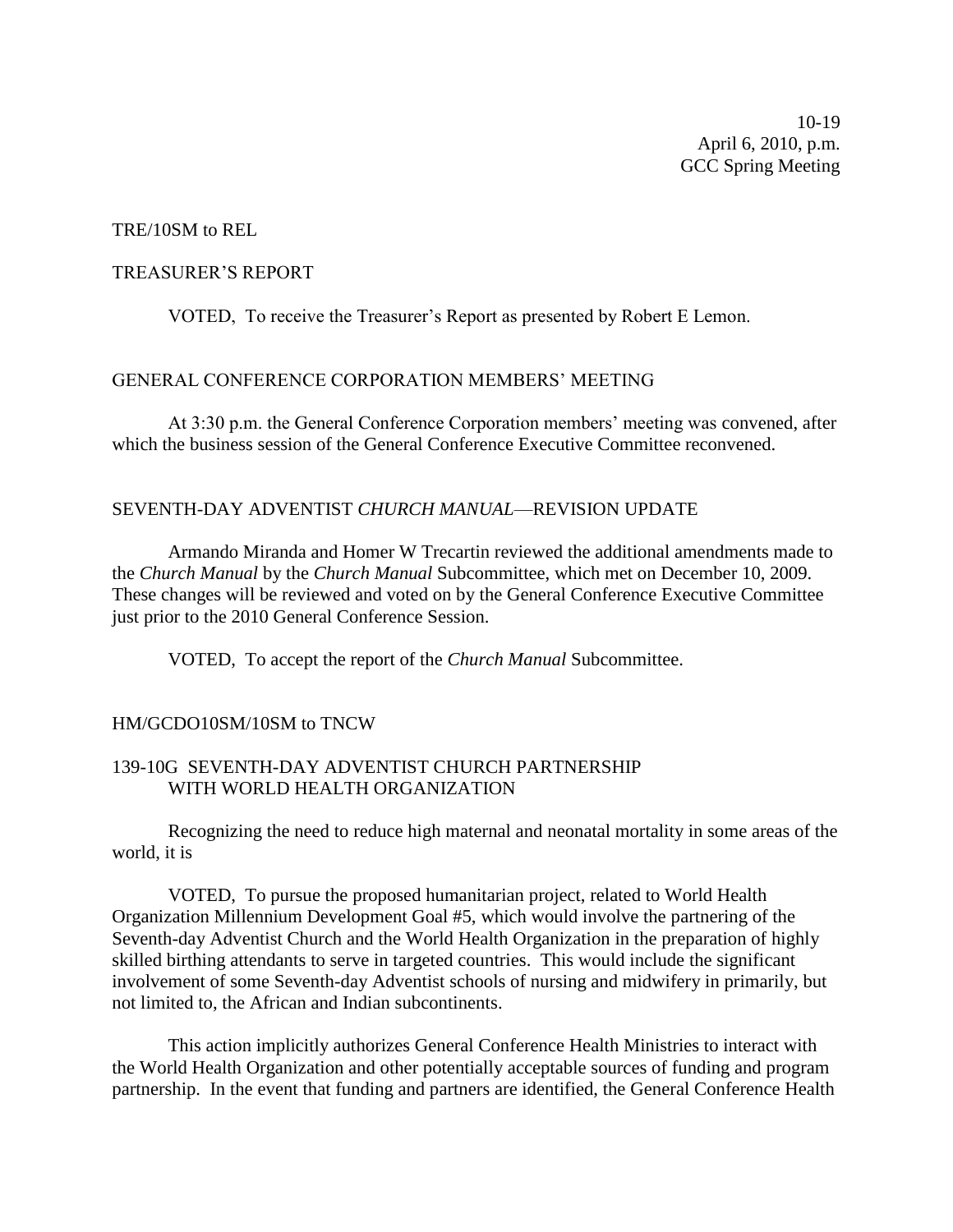10-19
April 6, 2010, p.m.
GCC Spring Meeting

TRE/10SM to REL

TREASURER'S REPORT

VOTED, To receive the Treasurer's Report as presented by Robert E Lemon.

GENERAL CONFERENCE CORPORATION MEMBERS' MEETING

At 3:30 p.m. the General Conference Corporation members' meeting was convened, after which the business session of the General Conference Executive Committee reconvened.

SEVENTH-DAY ADVENTIST *CHURCH MANUAL*—REVISION UPDATE

Armando Miranda and Homer W Trecartin reviewed the additional amendments made to the *Church Manual* by the *Church Manual* Subcommittee, which met on December 10, 2009. These changes will be reviewed and voted on by the General Conference Executive Committee just prior to the 2010 General Conference Session.

VOTED, To accept the report of the *Church Manual* Subcommittee.

HM/GCDO10SM/10SM to TNCW

139-10G SEVENTH-DAY ADVENTIST CHURCH PARTNERSHIP WITH WORLD HEALTH ORGANIZATION

Recognizing the need to reduce high maternal and neonatal mortality in some areas of the world, it is

VOTED, To pursue the proposed humanitarian project, related to World Health Organization Millennium Development Goal #5, which would involve the partnering of the Seventh-day Adventist Church and the World Health Organization in the preparation of highly skilled birthing attendants to serve in targeted countries. This would include the significant involvement of some Seventh-day Adventist schools of nursing and midwifery in primarily, but not limited to, the African and Indian subcontinents.

This action implicitly authorizes General Conference Health Ministries to interact with the World Health Organization and other potentially acceptable sources of funding and program partnership. In the event that funding and partners are identified, the General Conference Health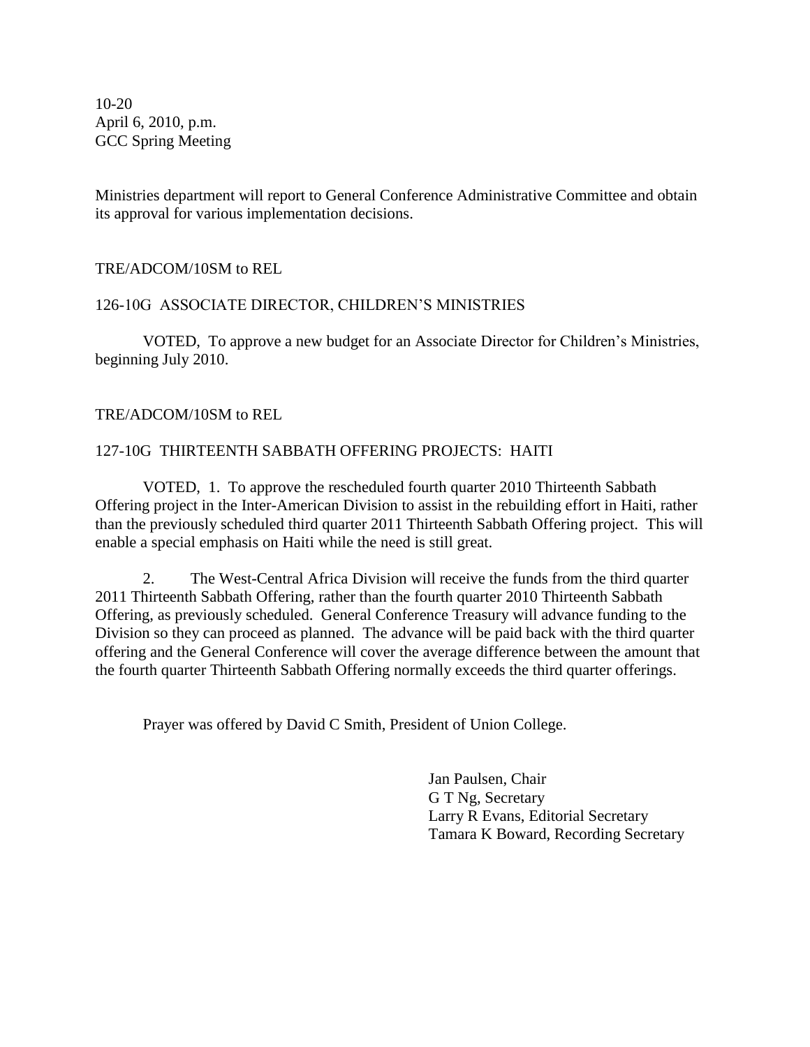Ministries department will report to General Conference Administrative Committee and obtain its approval for various implementation decisions.

TRE/ADCOM/10SM to REL

126-10G ASSOCIATE DIRECTOR, CHILDREN'S MINISTRIES

VOTED, To approve a new budget for an Associate Director for Children's Ministries, beginning July 2010.

TRE/ADCOM/10SM to REL

127-10G THIRTEENTH SABBATH OFFERING PROJECTS: HAITI

VOTED, 1. To approve the rescheduled fourth quarter 2010 Thirteenth Sabbath Offering project in the Inter-American Division to assist in the rebuilding effort in Haiti, rather than the previously scheduled third quarter 2011 Thirteenth Sabbath Offering project. This will enable a special emphasis on Haiti while the need is still great.

2. The West-Central Africa Division will receive the funds from the third quarter 2011 Thirteenth Sabbath Offering, rather than the fourth quarter 2010 Thirteenth Sabbath Offering, as previously scheduled. General Conference Treasury will advance funding to the Division so they can proceed as planned. The advance will be paid back with the third quarter offering and the General Conference will cover the average difference between the amount that the fourth quarter Thirteenth Sabbath Offering normally exceeds the third quarter offerings.

Prayer was offered by David C Smith, President of Union College.

Jan Paulsen, Chair
G T Ng, Secretary
Larry R Evans, Editorial Secretary
Tamara K Boward, Recording Secretary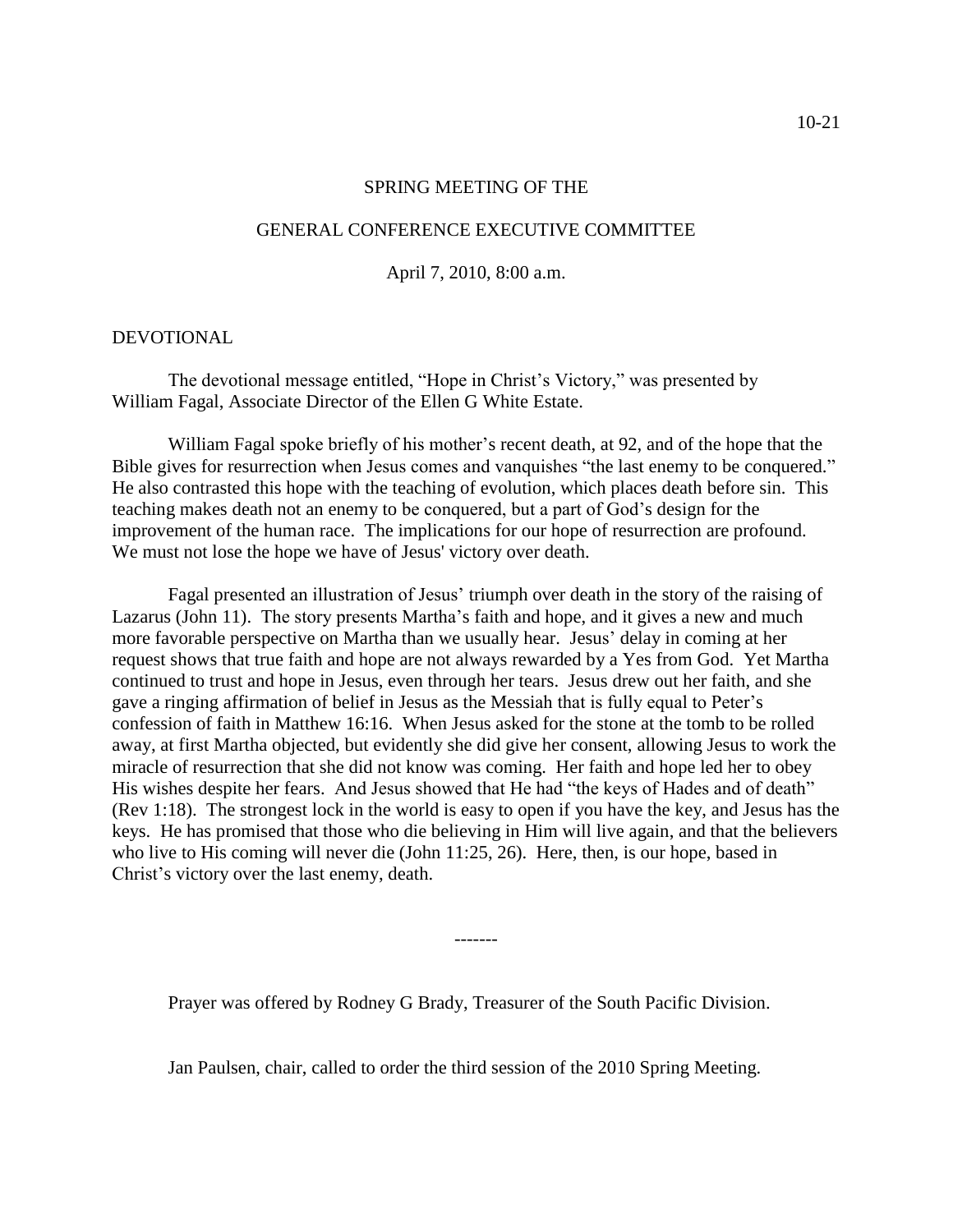SPRING MEETING OF THE

GENERAL CONFERENCE EXECUTIVE COMMITTEE

April 7, 2010, 8:00 a.m.

DEVOTIONAL

The devotional message entitled, "Hope in Christ's Victory," was presented by William Fagal, Associate Director of the Ellen G White Estate.

William Fagal spoke briefly of his mother's recent death, at 92, and of the hope that the Bible gives for resurrection when Jesus comes and vanquishes "the last enemy to be conquered." He also contrasted this hope with the teaching of evolution, which places death before sin. This teaching makes death not an enemy to be conquered, but a part of God's design for the improvement of the human race. The implications for our hope of resurrection are profound. We must not lose the hope we have of Jesus' victory over death.

Fagal presented an illustration of Jesus' triumph over death in the story of the raising of Lazarus (John 11). The story presents Martha's faith and hope, and it gives a new and much more favorable perspective on Martha than we usually hear. Jesus' delay in coming at her request shows that true faith and hope are not always rewarded by a Yes from God. Yet Martha continued to trust and hope in Jesus, even through her tears. Jesus drew out her faith, and she gave a ringing affirmation of belief in Jesus as the Messiah that is fully equal to Peter's confession of faith in Matthew 16:16. When Jesus asked for the stone at the tomb to be rolled away, at first Martha objected, but evidently she did give her consent, allowing Jesus to work the miracle of resurrection that she did not know was coming. Her faith and hope led her to obey His wishes despite her fears. And Jesus showed that He had "the keys of Hades and of death" (Rev 1:18). The strongest lock in the world is easy to open if you have the key, and Jesus has the keys. He has promised that those who die believing in Him will live again, and that the believers who live to His coming will never die (John 11:25, 26). Here, then, is our hope, based in Christ's victory over the last enemy, death.

-------

Prayer was offered by Rodney G Brady, Treasurer of the South Pacific Division.

Jan Paulsen, chair, called to order the third session of the 2010 Spring Meeting.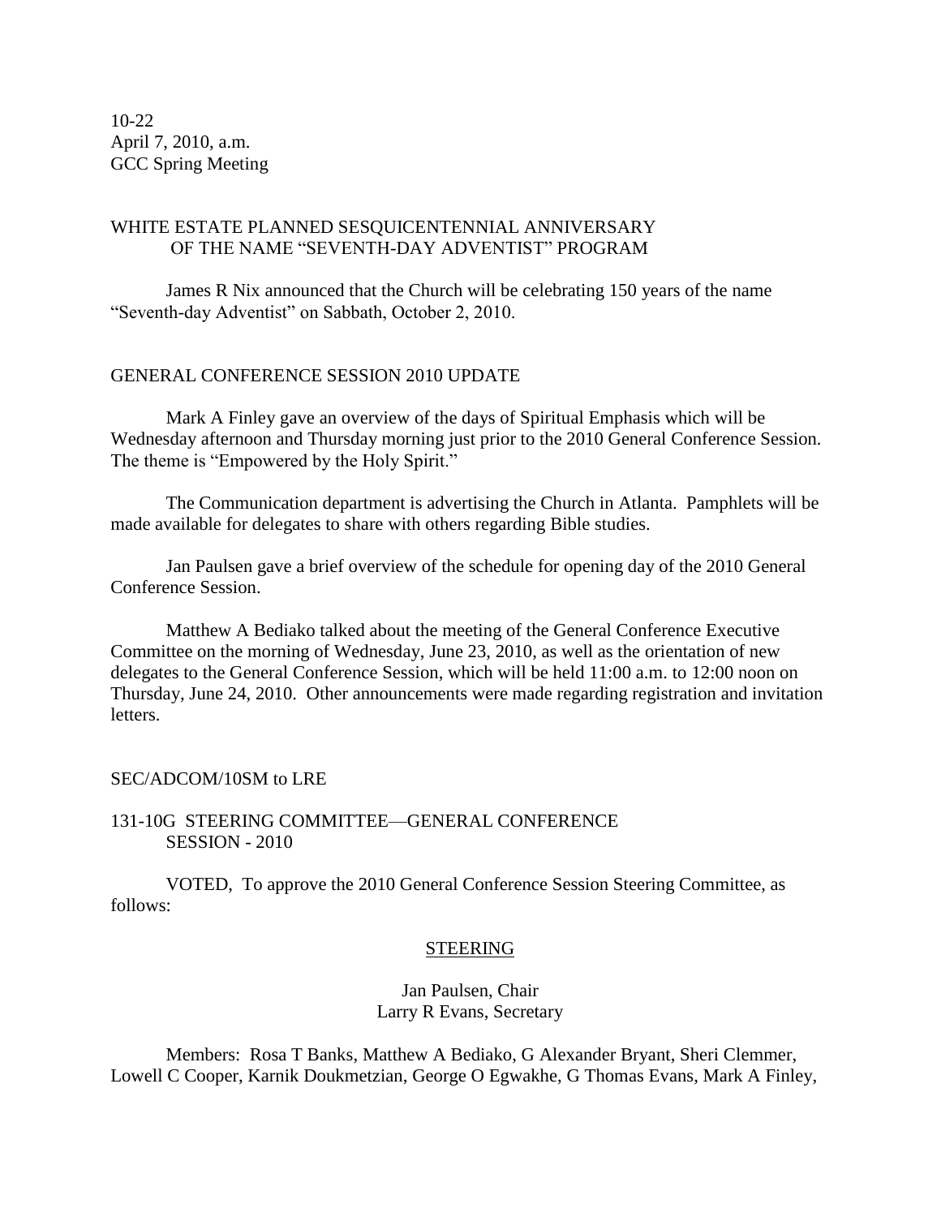10-22
April 7, 2010, a.m.
GCC Spring Meeting

WHITE ESTATE PLANNED SESQUICENTENNIAL ANNIVERSARY OF THE NAME "SEVENTH-DAY ADVENTIST" PROGRAM

James R Nix announced that the Church will be celebrating 150 years of the name "Seventh-day Adventist" on Sabbath, October 2, 2010.

GENERAL CONFERENCE SESSION 2010 UPDATE

Mark A Finley gave an overview of the days of Spiritual Emphasis which will be Wednesday afternoon and Thursday morning just prior to the 2010 General Conference Session. The theme is "Empowered by the Holy Spirit."

The Communication department is advertising the Church in Atlanta. Pamphlets will be made available for delegates to share with others regarding Bible studies.

Jan Paulsen gave a brief overview of the schedule for opening day of the 2010 General Conference Session.

Matthew A Bediako talked about the meeting of the General Conference Executive Committee on the morning of Wednesday, June 23, 2010, as well as the orientation of new delegates to the General Conference Session, which will be held 11:00 a.m. to 12:00 noon on Thursday, June 24, 2010. Other announcements were made regarding registration and invitation letters.

SEC/ADCOM/10SM to LRE

131-10G STEERING COMMITTEE—GENERAL CONFERENCE SESSION - 2010

VOTED, To approve the 2010 General Conference Session Steering Committee, as follows:

STEERING

Jan Paulsen, Chair
Larry R Evans, Secretary

Members: Rosa T Banks, Matthew A Bediako, G Alexander Bryant, Sheri Clemmer, Lowell C Cooper, Karnik Doukmetzian, George O Egwakhe, G Thomas Evans, Mark A Finley,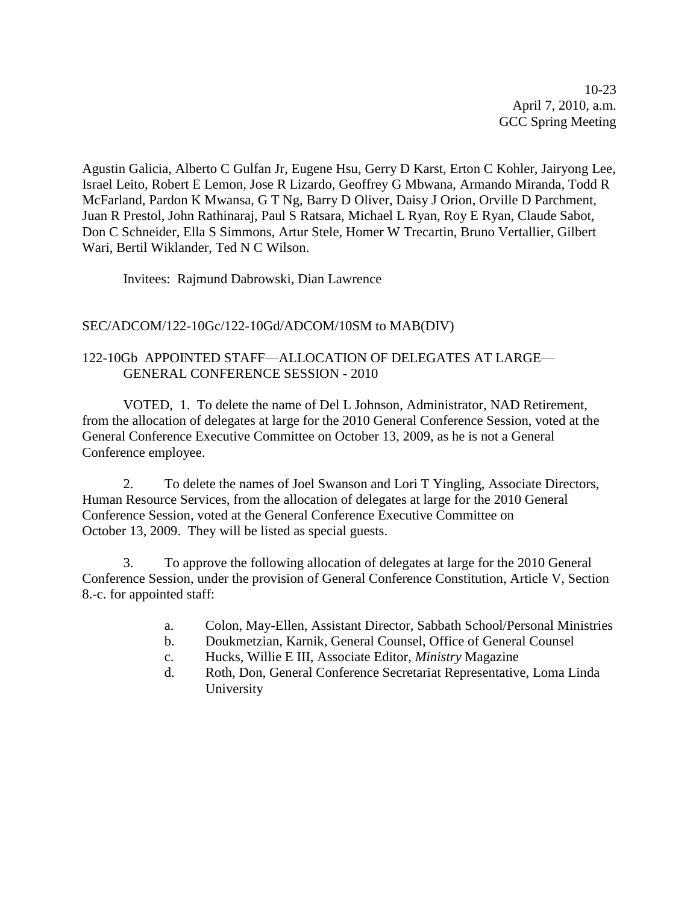Agustin Galicia, Alberto C Gulfan Jr, Eugene Hsu, Gerry D Karst, Erton C Kohler, Jairyong Lee, Israel Leito, Robert E Lemon, Jose R Lizardo, Geoffrey G Mbwana, Armando Miranda, Todd R McFarland, Pardon K Mwansa, G T Ng, Barry D Oliver, Daisy J Orion, Orville D Parchment, Juan R Prestol, John Rathinaraj, Paul S Ratsara, Michael L Ryan, Roy E Ryan, Claude Sabot, Don C Schneider, Ella S Simmons, Artur Stele, Homer W Trecartin, Bruno Vertallier, Gilbert Wari, Bertil Wiklander, Ted N C Wilson.

Invitees: Rajmund Dabrowski, Dian Lawrence

SEC/ADCOM/122-10Gc/122-10Gd/ADCOM/10SM to MAB(DIV)

## 122-10Gb APPOINTED STAFF—ALLOCATION OF DELEGATES AT LARGE—GENERAL CONFERENCE SESSION - 2010

VOTED, 1. To delete the name of Del L Johnson, Administrator, NAD Retirement, from the allocation of delegates at large for the 2010 General Conference Session, voted at the General Conference Executive Committee on October 13, 2009, as he is not a General Conference employee.

2. To delete the names of Joel Swanson and Lori T Yingling, Associate Directors, Human Resource Services, from the allocation of delegates at large for the 2010 General Conference Session, voted at the General Conference Executive Committee on October 13, 2009. They will be listed as special guests.

3. To approve the following allocation of delegates at large for the 2010 General Conference Session, under the provision of General Conference Constitution, Article V, Section 8.-c. for appointed staff:

a. Colon, May-Ellen, Assistant Director, Sabbath School/Personal Ministries
b. Doukmetzian, Karnik, General Counsel, Office of General Counsel
c. Hucks, Willie E III, Associate Editor, *Ministry* Magazine
d. Roth, Don, General Conference Secretariat Representative, Loma Linda University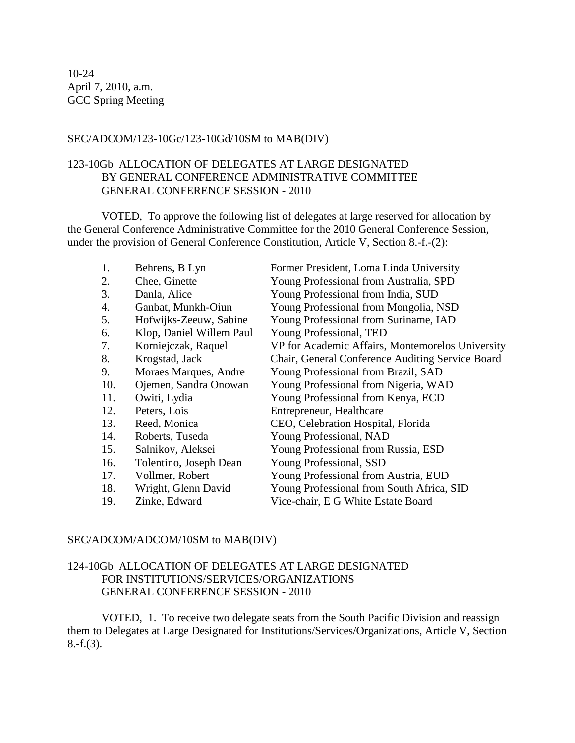10-24
April 7, 2010, a.m.
GCC Spring Meeting

SEC/ADCOM/123-10Gc/123-10Gd/10SM to MAB(DIV)

123-10Gb ALLOCATION OF DELEGATES AT LARGE DESIGNATED BY GENERAL CONFERENCE ADMINISTRATIVE COMMITTEE—GENERAL CONFERENCE SESSION - 2010

VOTED, To approve the following list of delegates at large reserved for allocation by the General Conference Administrative Committee for the 2010 General Conference Session, under the provision of General Conference Constitution, Article V, Section 8.-f.-(2):

| | | |
|---|---|---|
| 1. | Behrens, B Lyn | Former President, Loma Linda University |
| 2. | Chee, Ginette | Young Professional from Australia, SPD |
| 3. | Danla, Alice | Young Professional from India, SUD |
| 4. | Ganbat, Munkh-Oiun | Young Professional from Mongolia, NSD |
| 5. | Hofwijks-Zeeuw, Sabine | Young Professional from Suriname, IAD |
| 6. | Klop, Daniel Willem Paul | Young Professional, TED |
| 7. | Korniejczak, Raquel | VP for Academic Affairs, Montemorelos University |
| 8. | Krogstad, Jack | Chair, General Conference Auditing Service Board |
| 9. | Moraes Marques, Andre | Young Professional from Brazil, SAD |
| 10. | Ojemen, Sandra Onowan | Young Professional from Nigeria, WAD |
| 11. | Owiti, Lydia | Young Professional from Kenya, ECD |
| 12. | Peters, Lois | Entrepreneur, Healthcare |
| 13. | Reed, Monica | CEO, Celebration Hospital, Florida |
| 14. | Roberts, Tuseda | Young Professional, NAD |
| 15. | Salnikov, Aleksei | Young Professional from Russia, ESD |
| 16. | Tolentino, Joseph Dean | Young Professional, SSD |
| 17. | Vollmer, Robert | Young Professional from Austria, EUD |
| 18. | Wright, Glenn David | Young Professional from South Africa, SID |
| 19. | Zinke, Edward | Vice-chair, E G White Estate Board |

SEC/ADCOM/ADCOM/10SM to MAB(DIV)

124-10Gb ALLOCATION OF DELEGATES AT LARGE DESIGNATED FOR INSTITUTIONS/SERVICES/ORGANIZATIONS—GENERAL CONFERENCE SESSION - 2010

VOTED, 1. To receive two delegate seats from the South Pacific Division and reassign them to Delegates at Large Designated for Institutions/Services/Organizations, Article V, Section 8.-f.(3).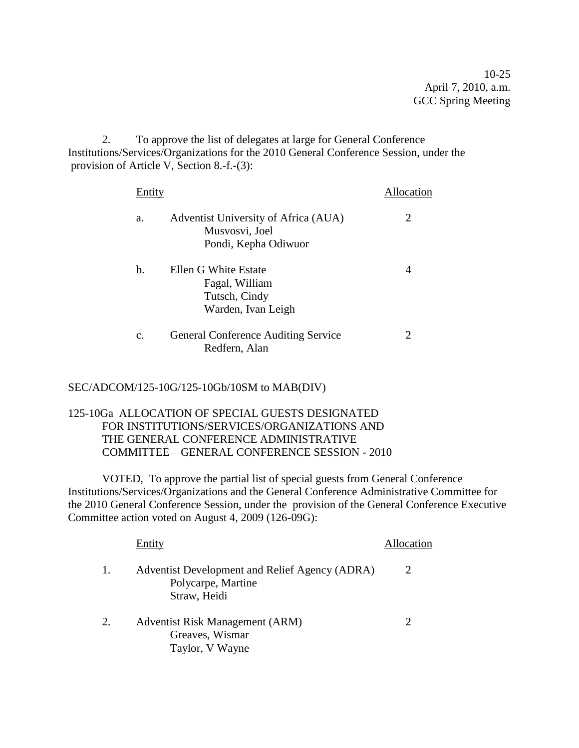10-25
April 7, 2010, a.m.
GCC Spring Meeting

2. To approve the list of delegates at large for General Conference Institutions/Services/Organizations for the 2010 General Conference Session, under the provision of Article V, Section 8.-f.-(3):

| Entity | | Allocation |
|---|---|---|
| a. | Adventist University of Africa (AUA)<br>Musvosvi, Joel<br>Pondi, Kepha Odiwuor | 2 |
| b. | Ellen G White Estate<br>Fagal, William<br>Tutsch, Cindy<br>Warden, Ivan Leigh | 4 |
| c. | General Conference Auditing Service<br>Redfern, Alan | 2 |

SEC/ADCOM/125-10G/125-10Gb/10SM to MAB(DIV)

125-10Ga ALLOCATION OF SPECIAL GUESTS DESIGNATED FOR INSTITUTIONS/SERVICES/ORGANIZATIONS AND THE GENERAL CONFERENCE ADMINISTRATIVE COMMITTEE—GENERAL CONFERENCE SESSION - 2010

VOTED, To approve the partial list of special guests from General Conference Institutions/Services/Organizations and the General Conference Administrative Committee for the 2010 General Conference Session, under the provision of the General Conference Executive Committee action voted on August 4, 2009 (126-09G):

| Entity | | Allocation |
|---|---|---|
| 1. | Adventist Development and Relief Agency (ADRA)<br>Polycarpe, Martine<br>Straw, Heidi | 2 |
| 2. | Adventist Risk Management (ARM)<br>Greaves, Wismar<br>Taylor, V Wayne | 2 |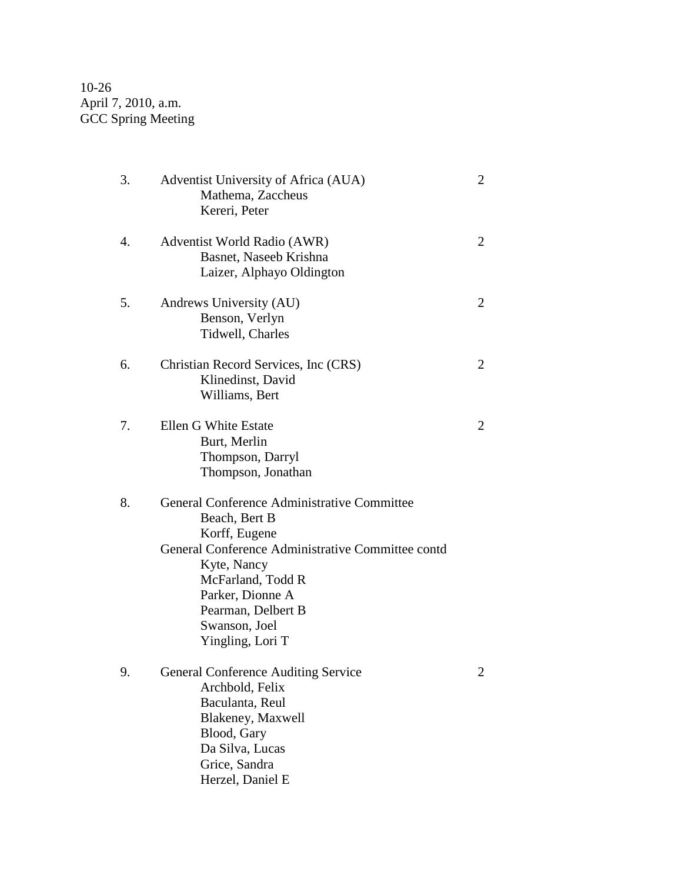3. Adventist University of Africa (AUA) 2
   - Mathema, Zaccheus
   - Kereri, Peter

4. Adventist World Radio (AWR) 2
   - Basnet, Naseeb Krishna
   - Laizer, Alphayo Oldington

5. Andrews University (AU) 2
   - Benson, Verlyn
   - Tidwell, Charles

6. Christian Record Services, Inc (CRS) 2
   - Klinedinst, David
   - Williams, Bert

7. Ellen G White Estate 2
   - Burt, Merlin
   - Thompson, Darryl
   - Thompson, Jonathan

8. General Conference Administrative Committee
   - Beach, Bert B
   - Korff, Eugene

   General Conference Administrative Committee contd
   - Kyte, Nancy
   - McFarland, Todd R
   - Parker, Dionne A
   - Pearman, Delbert B
   - Swanson, Joel
   - Yingling, Lori T

9. General Conference Auditing Service 2
   - Archbold, Felix
   - Baculanta, Reul
   - Blakeney, Maxwell
   - Blood, Gary
   - Da Silva, Lucas
   - Grice, Sandra
   - Herzel, Daniel E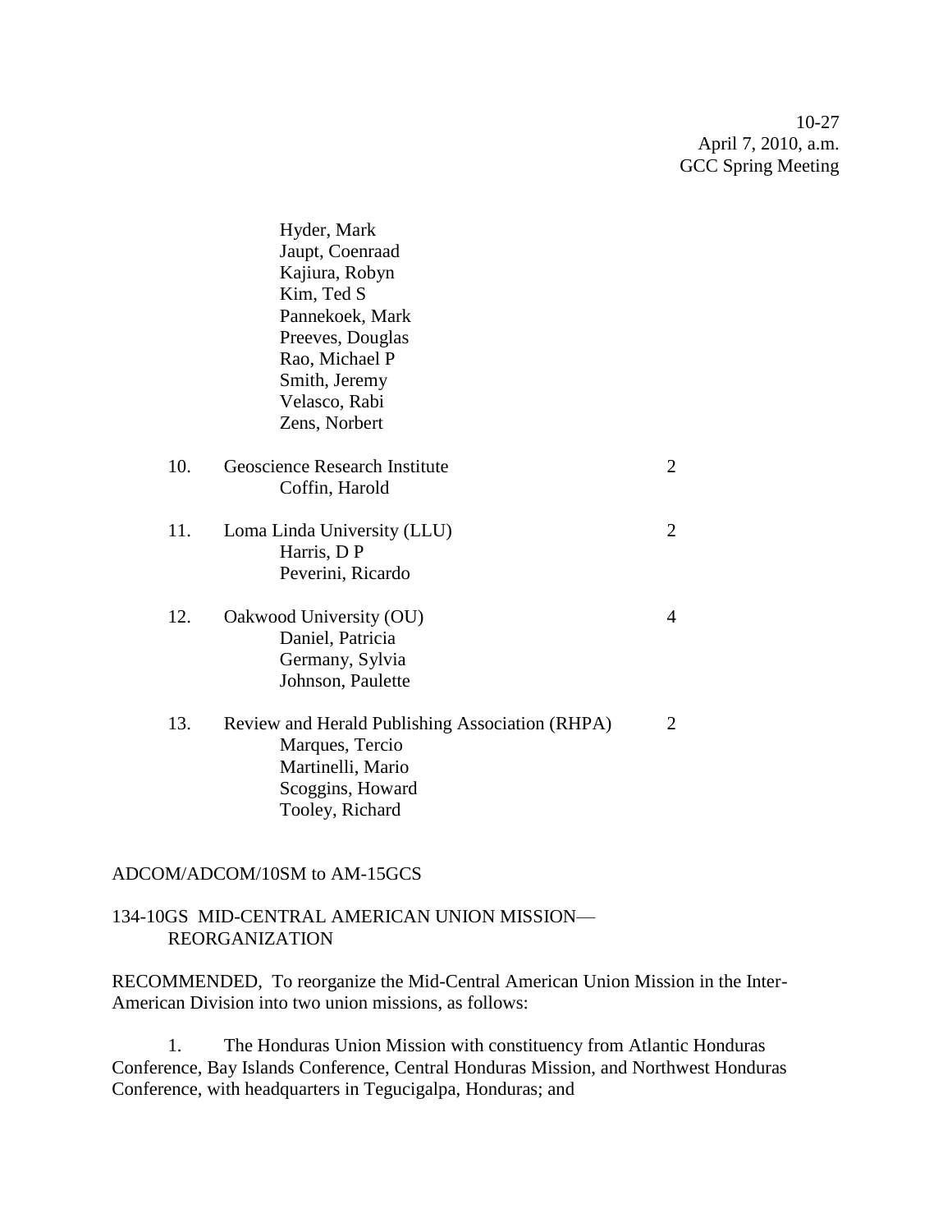Hyder, Mark
Jaupt, Coenraad
Kajiura, Robyn
Kim, Ted S
Pannekoek, Mark
Preeves, Douglas
Rao, Michael P
Smith, Jeremy
Velasco, Rabi
Zens, Norbert

10. Geoscience Research Institute — 2
    - Coffin, Harold

11. Loma Linda University (LLU) — 2
    - Harris, D P
    - Peverini, Ricardo

12. Oakwood University (OU) — 4
    - Daniel, Patricia
    - Germany, Sylvia
    - Johnson, Paulette

13. Review and Herald Publishing Association (RHPA) — 2
    - Marques, Tercio
    - Martinelli, Mario
    - Scoggins, Howard
    - Tooley, Richard

ADCOM/ADCOM/10SM to AM-15GCS

### 134-10GS MID-CENTRAL AMERICAN UNION MISSION—REORGANIZATION

RECOMMENDED, To reorganize the Mid-Central American Union Mission in the Inter-American Division into two union missions, as follows:

1. The Honduras Union Mission with constituency from Atlantic Honduras Conference, Bay Islands Conference, Central Honduras Mission, and Northwest Honduras Conference, with headquarters in Tegucigalpa, Honduras; and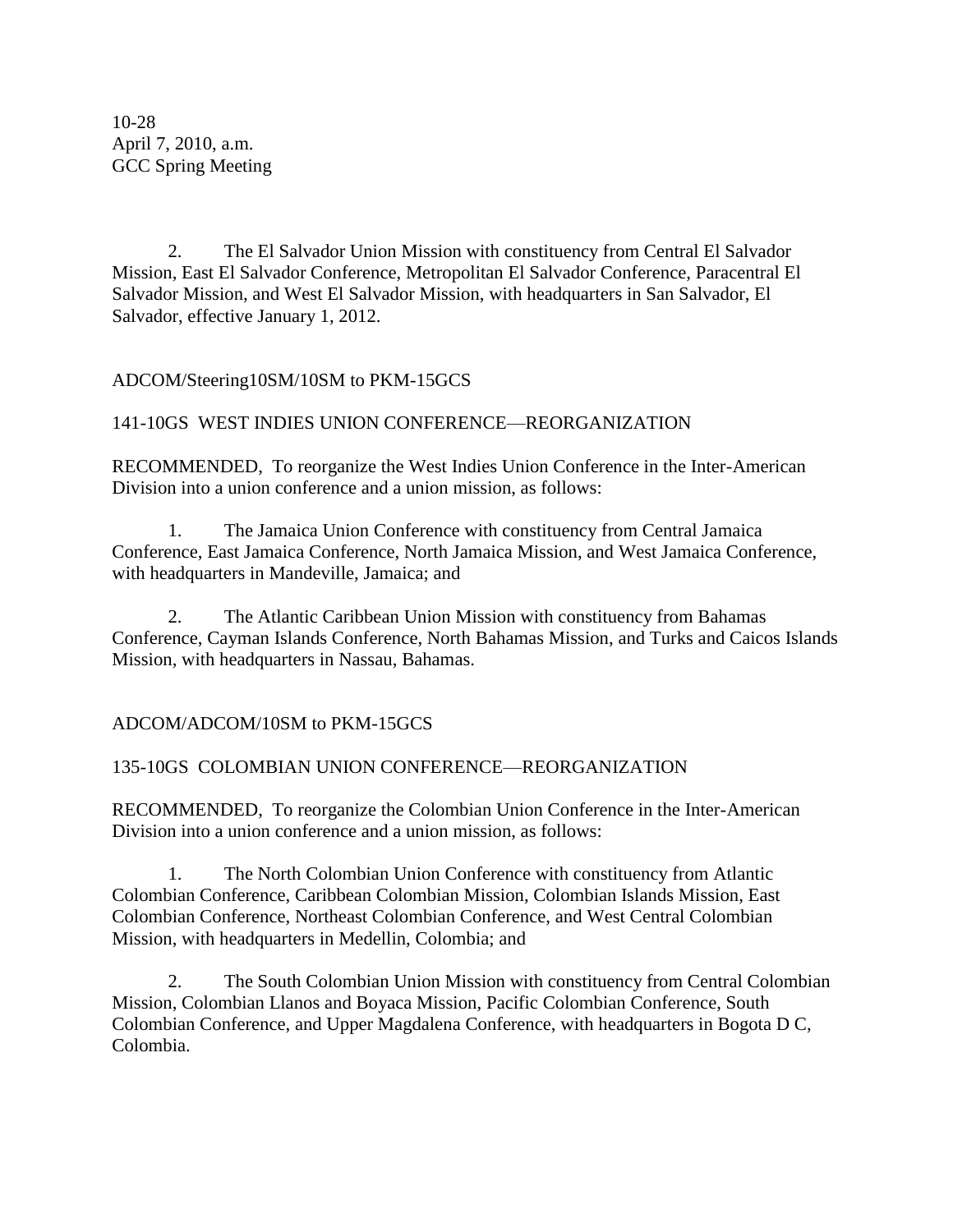2. The El Salvador Union Mission with constituency from Central El Salvador Mission, East El Salvador Conference, Metropolitan El Salvador Conference, Paracentral El Salvador Mission, and West El Salvador Mission, with headquarters in San Salvador, El Salvador, effective January 1, 2012.

ADCOM/Steering10SM/10SM to PKM-15GCS

141-10GS WEST INDIES UNION CONFERENCE—REORGANIZATION

RECOMMENDED, To reorganize the West Indies Union Conference in the Inter-American Division into a union conference and a union mission, as follows:

1. The Jamaica Union Conference with constituency from Central Jamaica Conference, East Jamaica Conference, North Jamaica Mission, and West Jamaica Conference, with headquarters in Mandeville, Jamaica; and

2. The Atlantic Caribbean Union Mission with constituency from Bahamas Conference, Cayman Islands Conference, North Bahamas Mission, and Turks and Caicos Islands Mission, with headquarters in Nassau, Bahamas.

ADCOM/ADCOM/10SM to PKM-15GCS

135-10GS COLOMBIAN UNION CONFERENCE—REORGANIZATION

RECOMMENDED, To reorganize the Colombian Union Conference in the Inter-American Division into a union conference and a union mission, as follows:

1. The North Colombian Union Conference with constituency from Atlantic Colombian Conference, Caribbean Colombian Mission, Colombian Islands Mission, East Colombian Conference, Northeast Colombian Conference, and West Central Colombian Mission, with headquarters in Medellin, Colombia; and

2. The South Colombian Union Mission with constituency from Central Colombian Mission, Colombian Llanos and Boyaca Mission, Pacific Colombian Conference, South Colombian Conference, and Upper Magdalena Conference, with headquarters in Bogota D C, Colombia.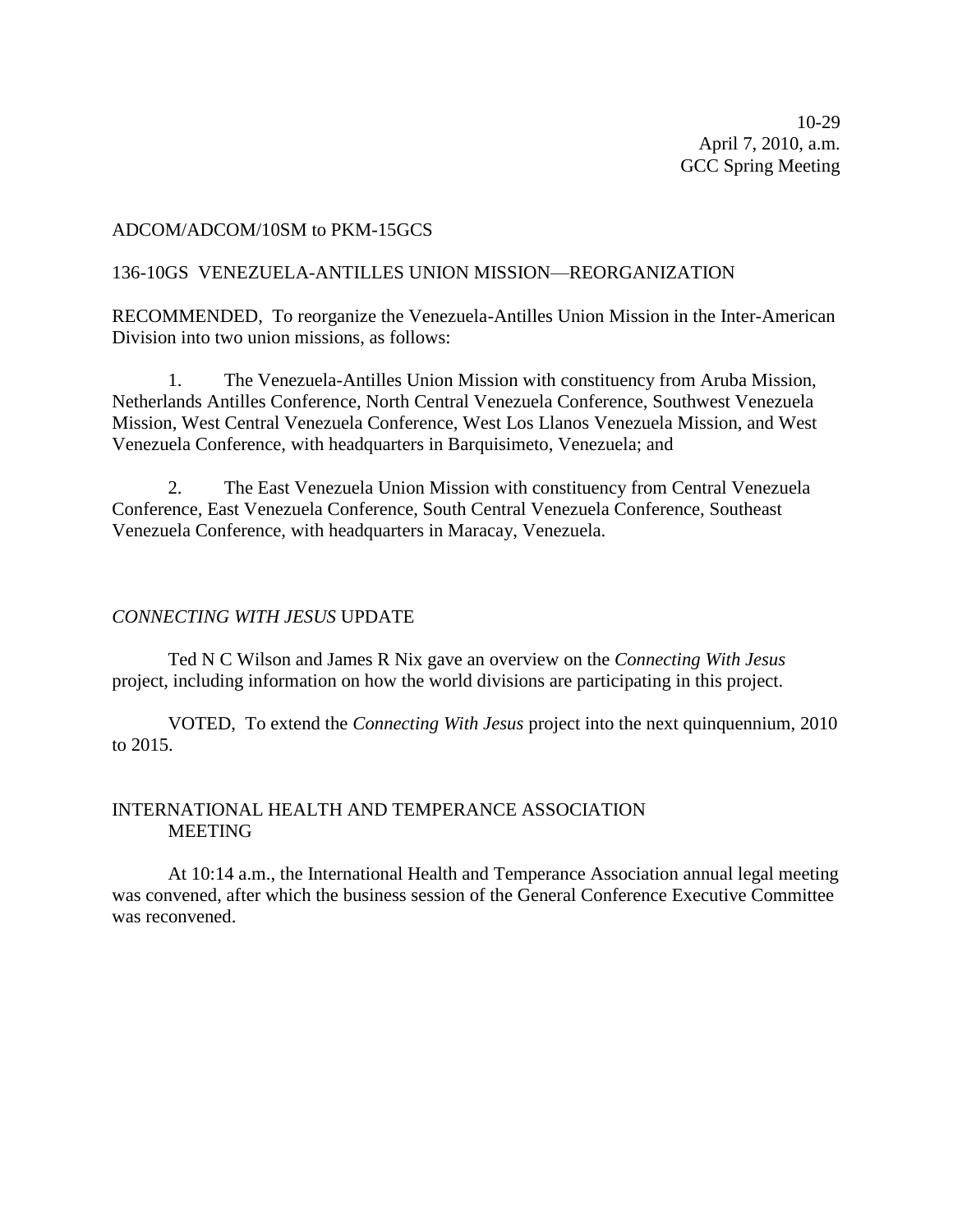10-29
April 7, 2010, a.m.
GCC Spring Meeting

ADCOM/ADCOM/10SM to PKM-15GCS

136-10GS VENEZUELA-ANTILLES UNION MISSION—REORGANIZATION

RECOMMENDED, To reorganize the Venezuela-Antilles Union Mission in the Inter-American Division into two union missions, as follows:

1. The Venezuela-Antilles Union Mission with constituency from Aruba Mission, Netherlands Antilles Conference, North Central Venezuela Conference, Southwest Venezuela Mission, West Central Venezuela Conference, West Los Llanos Venezuela Mission, and West Venezuela Conference, with headquarters in Barquisimeto, Venezuela; and

2. The East Venezuela Union Mission with constituency from Central Venezuela Conference, East Venezuela Conference, South Central Venezuela Conference, Southeast Venezuela Conference, with headquarters in Maracay, Venezuela.

*CONNECTING WITH JESUS* UPDATE

Ted N C Wilson and James R Nix gave an overview on the *Connecting With Jesus* project, including information on how the world divisions are participating in this project.

VOTED, To extend the *Connecting With Jesus* project into the next quinquennium, 2010 to 2015.

INTERNATIONAL HEALTH AND TEMPERANCE ASSOCIATION MEETING

At 10:14 a.m., the International Health and Temperance Association annual legal meeting was convened, after which the business session of the General Conference Executive Committee was reconvened.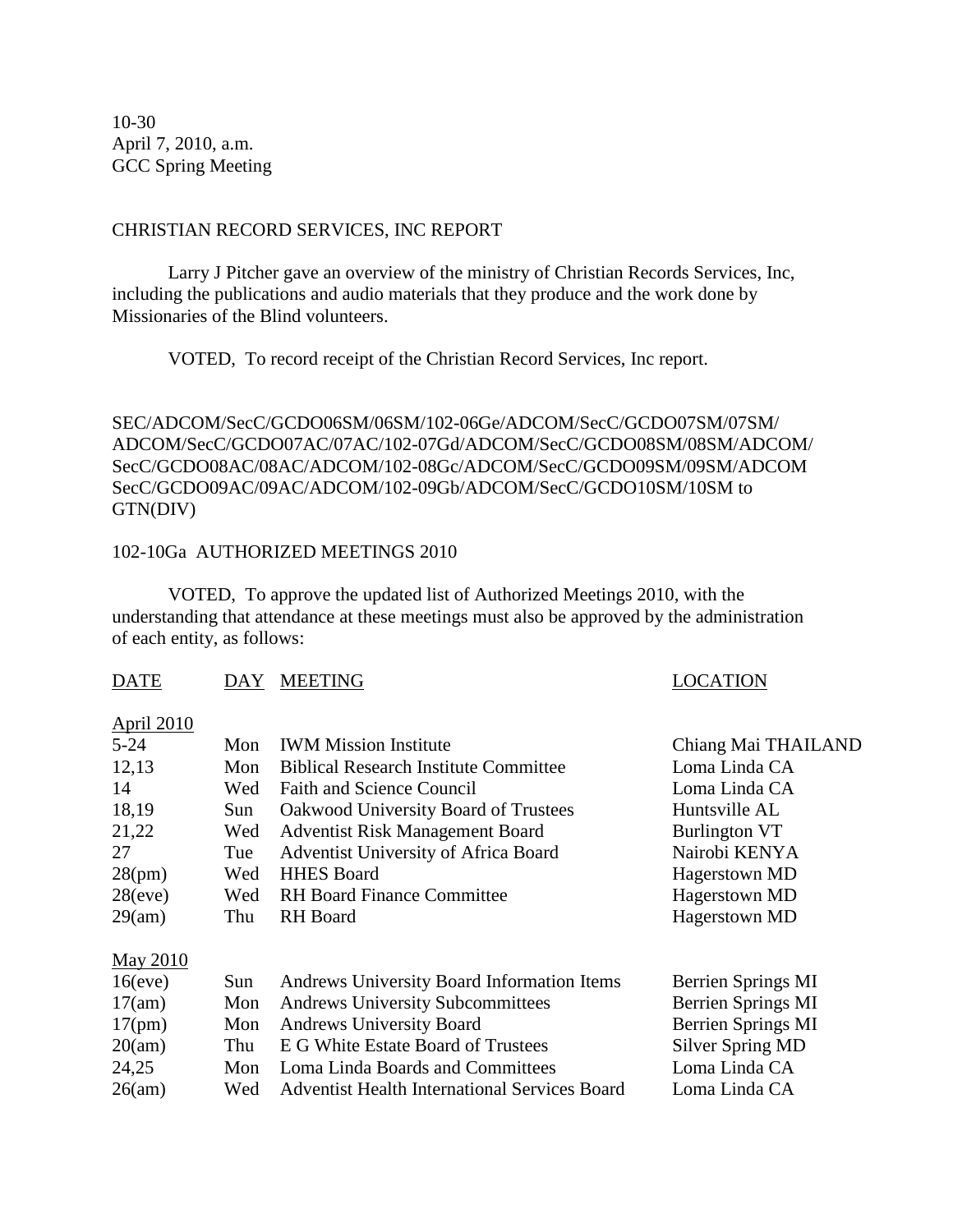10-30
April 7, 2010, a.m.
GCC Spring Meeting

CHRISTIAN RECORD SERVICES, INC REPORT

Larry J Pitcher gave an overview of the ministry of Christian Records Services, Inc, including the publications and audio materials that they produce and the work done by Missionaries of the Blind volunteers.

VOTED, To record receipt of the Christian Record Services, Inc report.

SEC/ADCOM/SecC/GCDO06SM/06SM/102-06Ge/ADCOM/SecC/GCDO07SM/07SM/ADCOM/SecC/GCDO07AC/07AC/102-07Gd/ADCOM/SecC/GCDO08SM/08SM/ADCOM/SecC/GCDO08AC/08AC/ADCOM/102-08Gc/ADCOM/SecC/GCDO09SM/09SM/ADCOM SecC/GCDO09AC/09AC/ADCOM/102-09Gb/ADCOM/SecC/GCDO10SM/10SM to GTN(DIV)

102-10Ga AUTHORIZED MEETINGS 2010

VOTED, To approve the updated list of Authorized Meetings 2010, with the understanding that attendance at these meetings must also be approved by the administration of each entity, as follows:

| DATE | DAY | MEETING | LOCATION |
|---|---|---|---|
| April 2010 | | | |
| 5-24 | Mon | IWM Mission Institute | Chiang Mai THAILAND |
| 12,13 | Mon | Biblical Research Institute Committee | Loma Linda CA |
| 14 | Wed | Faith and Science Council | Loma Linda CA |
| 18,19 | Sun | Oakwood University Board of Trustees | Huntsville AL |
| 21,22 | Wed | Adventist Risk Management Board | Burlington VT |
| 27 | Tue | Adventist University of Africa Board | Nairobi KENYA |
| 28(pm) | Wed | HHES Board | Hagerstown MD |
| 28(eve) | Wed | RH Board Finance Committee | Hagerstown MD |
| 29(am) | Thu | RH Board | Hagerstown MD |
| May 2010 | | | |
| 16(eve) | Sun | Andrews University Board Information Items | Berrien Springs MI |
| 17(am) | Mon | Andrews University Subcommittees | Berrien Springs MI |
| 17(pm) | Mon | Andrews University Board | Berrien Springs MI |
| 20(am) | Thu | E G White Estate Board of Trustees | Silver Spring MD |
| 24,25 | Mon | Loma Linda Boards and Committees | Loma Linda CA |
| 26(am) | Wed | Adventist Health International Services Board | Loma Linda CA |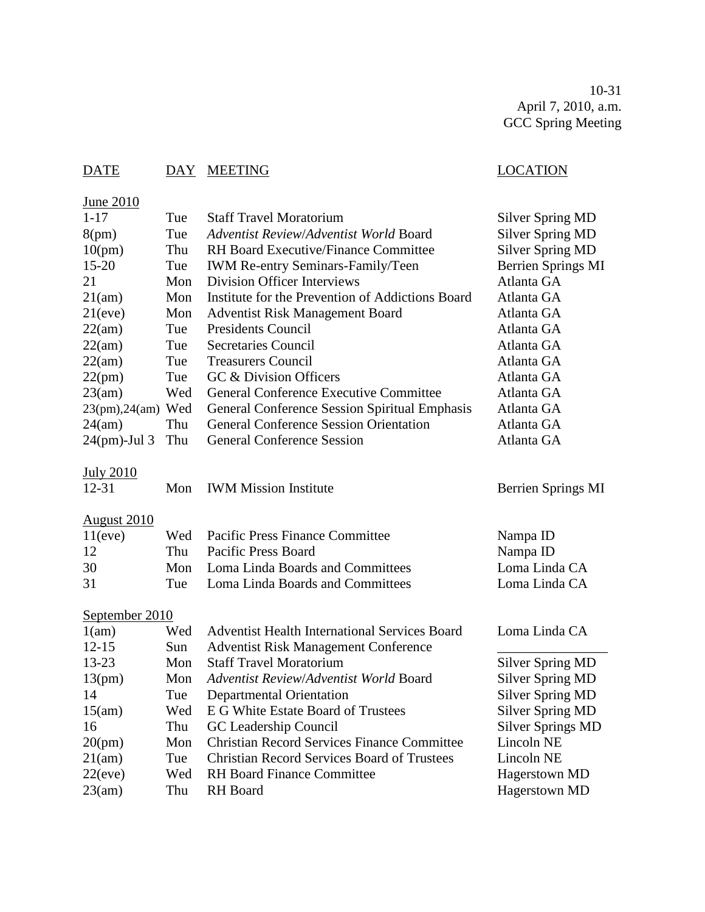10-31
April 7, 2010, a.m.
GCC Spring Meeting

| DATE | DAY | MEETING | LOCATION |
|---|---|---|---|
| **June 2010** | | | |
| 1-17 | Tue | Staff Travel Moratorium | Silver Spring MD |
| 8(pm) | Tue | *Adventist Review*/*Adventist World* Board | Silver Spring MD |
| 10(pm) | Thu | RH Board Executive/Finance Committee | Silver Spring MD |
| 15-20 | Tue | IWM Re-entry Seminars-Family/Teen | Berrien Springs MI |
| 21 | Mon | Division Officer Interviews | Atlanta GA |
| 21(am) | Mon | Institute for the Prevention of Addictions Board | Atlanta GA |
| 21(eve) | Mon | Adventist Risk Management Board | Atlanta GA |
| 22(am) | Tue | Presidents Council | Atlanta GA |
| 22(am) | Tue | Secretaries Council | Atlanta GA |
| 22(am) | Tue | Treasurers Council | Atlanta GA |
| 22(pm) | Tue | GC & Division Officers | Atlanta GA |
| 23(am) | Wed | General Conference Executive Committee | Atlanta GA |
| 23(pm),24(am) | Wed | General Conference Session Spiritual Emphasis | Atlanta GA |
| 24(am) | Thu | General Conference Session Orientation | Atlanta GA |
| 24(pm)-Jul 3 | Thu | General Conference Session | Atlanta GA |
| **July 2010** | | | |
| 12-31 | Mon | IWM Mission Institute | Berrien Springs MI |
| **August 2010** | | | |
| 11(eve) | Wed | Pacific Press Finance Committee | Nampa ID |
| 12 | Thu | Pacific Press Board | Nampa ID |
| 30 | Mon | Loma Linda Boards and Committees | Loma Linda CA |
| 31 | Tue | Loma Linda Boards and Committees | Loma Linda CA |
| **September 2010** | | | |
| 1(am) | Wed | Adventist Health International Services Board | Loma Linda CA |
| 12-15 | Sun | Adventist Risk Management Conference | ________________ |
| 13-23 | Mon | Staff Travel Moratorium | Silver Spring MD |
| 13(pm) | Mon | *Adventist Review*/*Adventist World* Board | Silver Spring MD |
| 14 | Tue | Departmental Orientation | Silver Spring MD |
| 15(am) | Wed | E G White Estate Board of Trustees | Silver Spring MD |
| 16 | Thu | GC Leadership Council | Silver Springs MD |
| 20(pm) | Mon | Christian Record Services Finance Committee | Lincoln NE |
| 21(am) | Tue | Christian Record Services Board of Trustees | Lincoln NE |
| 22(eve) | Wed | RH Board Finance Committee | Hagerstown MD |
| 23(am) | Thu | RH Board | Hagerstown MD |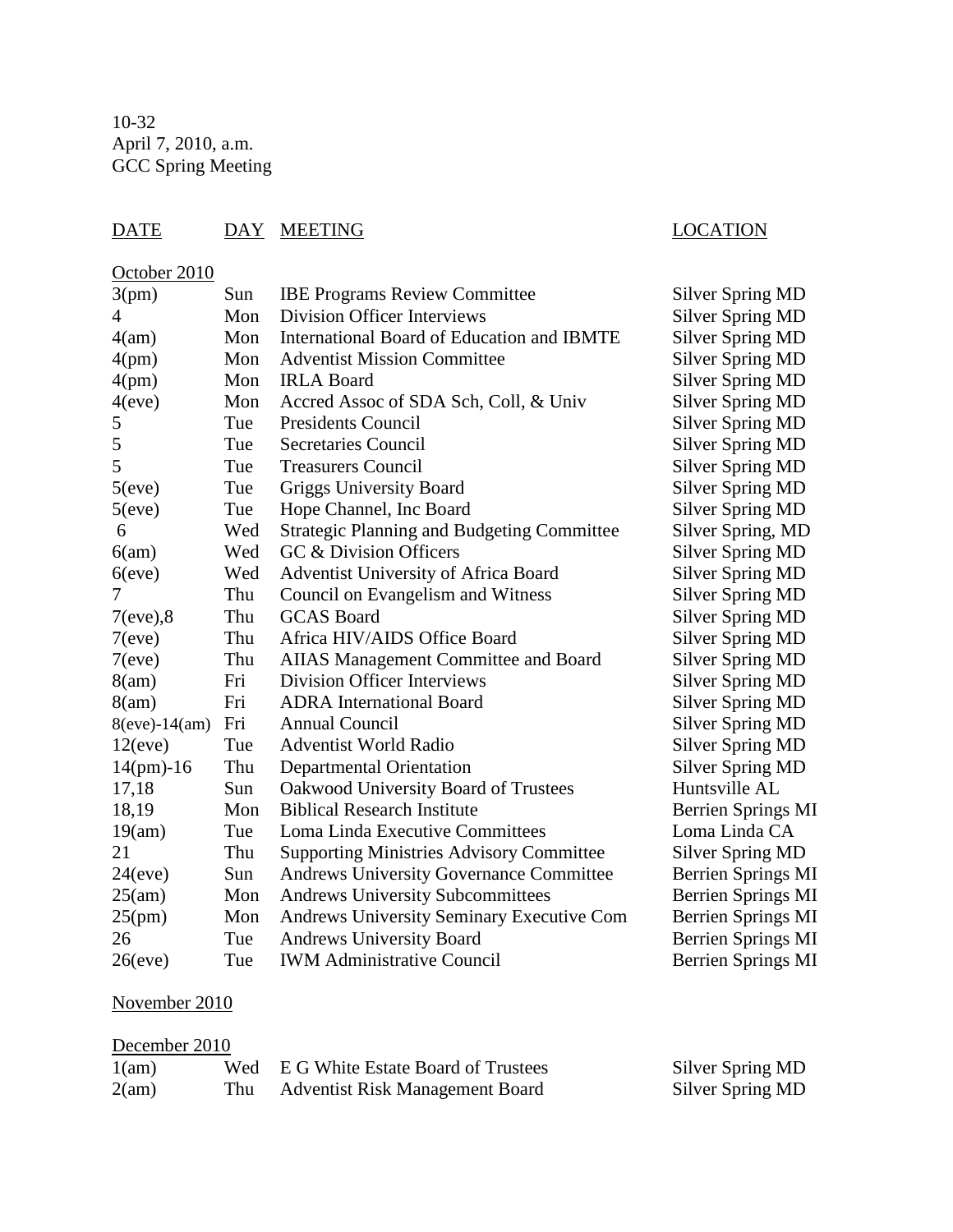10-32
April 7, 2010, a.m.
GCC Spring Meeting

| DATE | DAY | MEETING | LOCATION |
|---|---|---|---|
| October 2010 | | | |
| 3(pm) | Sun | IBE Programs Review Committee | Silver Spring MD |
| 4 | Mon | Division Officer Interviews | Silver Spring MD |
| 4(am) | Mon | International Board of Education and IBMTE | Silver Spring MD |
| 4(pm) | Mon | Adventist Mission Committee | Silver Spring MD |
| 4(pm) | Mon | IRLA Board | Silver Spring MD |
| 4(eve) | Mon | Accred Assoc of SDA Sch, Coll, & Univ | Silver Spring MD |
| 5 | Tue | Presidents Council | Silver Spring MD |
| 5 | Tue | Secretaries Council | Silver Spring MD |
| 5 | Tue | Treasurers Council | Silver Spring MD |
| 5(eve) | Tue | Griggs University Board | Silver Spring MD |
| 5(eve) | Tue | Hope Channel, Inc Board | Silver Spring MD |
| 6 | Wed | Strategic Planning and Budgeting Committee | Silver Spring, MD |
| 6(am) | Wed | GC & Division Officers | Silver Spring MD |
| 6(eve) | Wed | Adventist University of Africa Board | Silver Spring MD |
| 7 | Thu | Council on Evangelism and Witness | Silver Spring MD |
| 7(eve),8 | Thu | GCAS Board | Silver Spring MD |
| 7(eve) | Thu | Africa HIV/AIDS Office Board | Silver Spring MD |
| 7(eve) | Thu | AIIAS Management Committee and Board | Silver Spring MD |
| 8(am) | Fri | Division Officer Interviews | Silver Spring MD |
| 8(am) | Fri | ADRA International Board | Silver Spring MD |
| 8(eve)-14(am) | Fri | Annual Council | Silver Spring MD |
| 12(eve) | Tue | Adventist World Radio | Silver Spring MD |
| 14(pm)-16 | Thu | Departmental Orientation | Silver Spring MD |
| 17,18 | Sun | Oakwood University Board of Trustees | Huntsville AL |
| 18,19 | Mon | Biblical Research Institute | Berrien Springs MI |
| 19(am) | Tue | Loma Linda Executive Committees | Loma Linda CA |
| 21 | Thu | Supporting Ministries Advisory Committee | Silver Spring MD |
| 24(eve) | Sun | Andrews University Governance Committee | Berrien Springs MI |
| 25(am) | Mon | Andrews University Subcommittees | Berrien Springs MI |
| 25(pm) | Mon | Andrews University Seminary Executive Com | Berrien Springs MI |
| 26 | Tue | Andrews University Board | Berrien Springs MI |
| 26(eve) | Tue | IWM Administrative Council | Berrien Springs MI |
| November 2010 | | | |
| December 2010 | | | |
| 1(am) | Wed | E G White Estate Board of Trustees | Silver Spring MD |
| 2(am) | Thu | Adventist Risk Management Board | Silver Spring MD |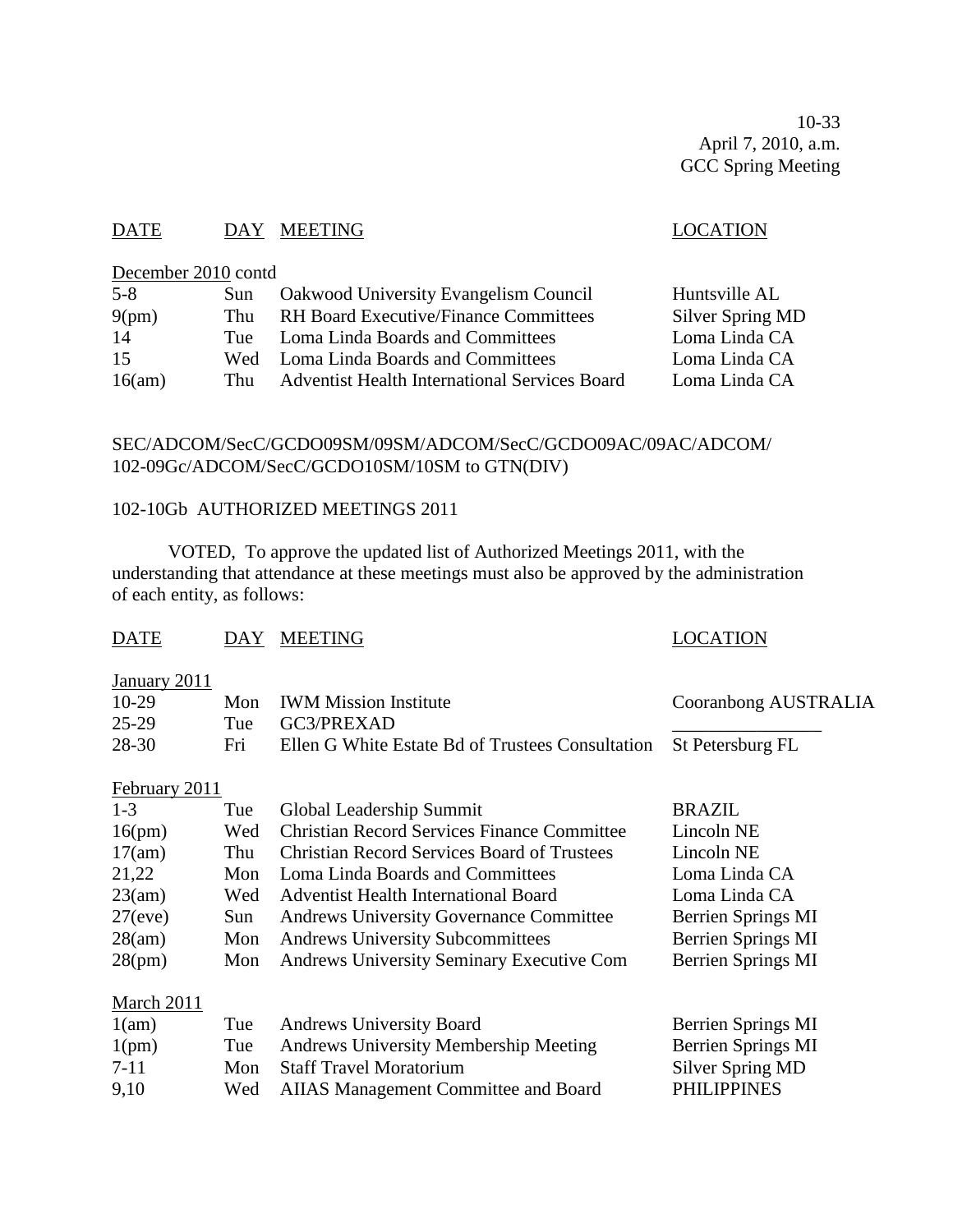10-33
April 7, 2010, a.m.
GCC Spring Meeting

| DATE | DAY | MEETING | LOCATION |
|---|---|---|---|
| December 2010 contd | | | |
| 5-8 | Sun | Oakwood University Evangelism Council | Huntsville AL |
| 9(pm) | Thu | RH Board Executive/Finance Committees | Silver Spring MD |
| 14 | Tue | Loma Linda Boards and Committees | Loma Linda CA |
| 15 | Wed | Loma Linda Boards and Committees | Loma Linda CA |
| 16(am) | Thu | Adventist Health International Services Board | Loma Linda CA |

SEC/ADCOM/SecC/GCDO09SM/09SM/ADCOM/SecC/GCDO09AC/09AC/ADCOM/
102-09Gc/ADCOM/SecC/GCDO10SM/10SM to GTN(DIV)

102-10Gb AUTHORIZED MEETINGS 2011

VOTED, To approve the updated list of Authorized Meetings 2011, with the understanding that attendance at these meetings must also be approved by the administration of each entity, as follows:

| DATE | DAY | MEETING | LOCATION |
|---|---|---|---|
| January 2011 | | | |
| 10-29 | Mon | IWM Mission Institute | Cooranbong AUSTRALIA |
| 25-29 | Tue | GC3/PREXAD | _______________ |
| 28-30 | Fri | Ellen G White Estate Bd of Trustees Consultation | St Petersburg FL |
| February 2011 | | | |
| 1-3 | Tue | Global Leadership Summit | BRAZIL |
| 16(pm) | Wed | Christian Record Services Finance Committee | Lincoln NE |
| 17(am) | Thu | Christian Record Services Board of Trustees | Lincoln NE |
| 21,22 | Mon | Loma Linda Boards and Committees | Loma Linda CA |
| 23(am) | Wed | Adventist Health International Board | Loma Linda CA |
| 27(eve) | Sun | Andrews University Governance Committee | Berrien Springs MI |
| 28(am) | Mon | Andrews University Subcommittees | Berrien Springs MI |
| 28(pm) | Mon | Andrews University Seminary Executive Com | Berrien Springs MI |
| March 2011 | | | |
| 1(am) | Tue | Andrews University Board | Berrien Springs MI |
| 1(pm) | Tue | Andrews University Membership Meeting | Berrien Springs MI |
| 7-11 | Mon | Staff Travel Moratorium | Silver Spring MD |
| 9,10 | Wed | AIIAS Management Committee and Board | PHILIPPINES |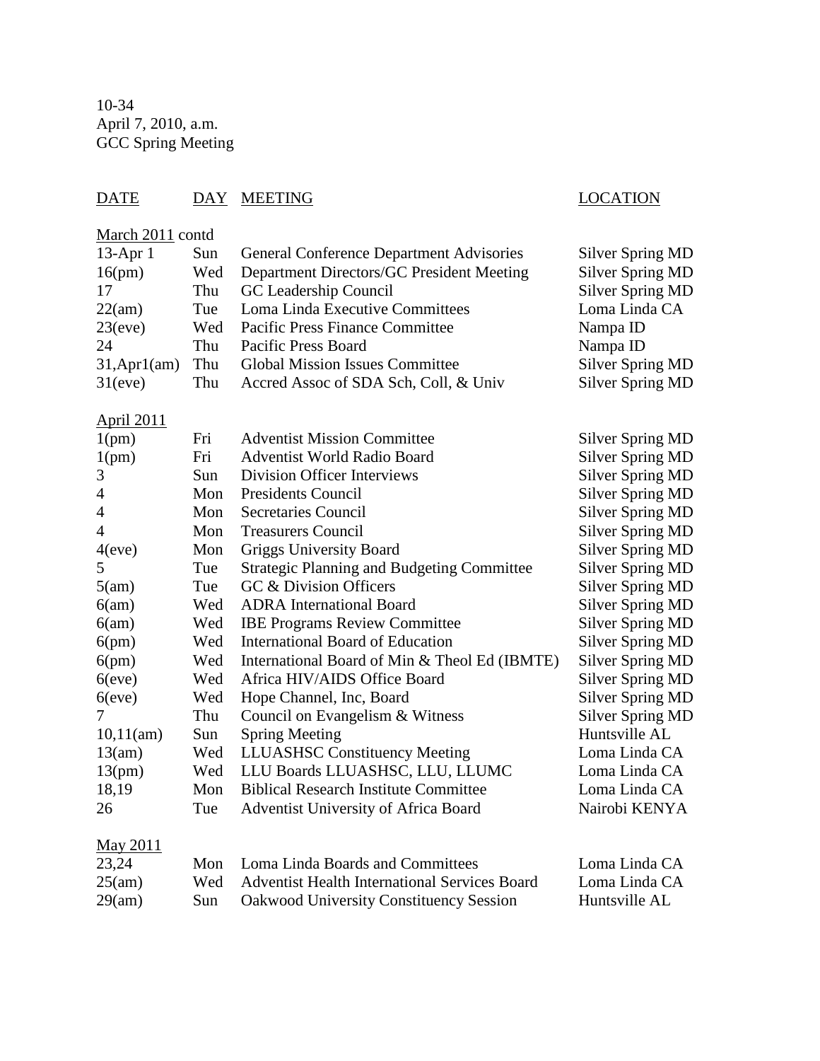10-34
April 7, 2010, a.m.
GCC Spring Meeting

| DATE | DAY | MEETING | LOCATION |
|---|---|---|---|
| March 2011 contd | | | |
| 13-Apr 1 | Sun | General Conference Department Advisories | Silver Spring MD |
| 16(pm) | Wed | Department Directors/GC President Meeting | Silver Spring MD |
| 17 | Thu | GC Leadership Council | Silver Spring MD |
| 22(am) | Tue | Loma Linda Executive Committees | Loma Linda CA |
| 23(eve) | Wed | Pacific Press Finance Committee | Nampa ID |
| 24 | Thu | Pacific Press Board | Nampa ID |
| 31,Apr1(am) | Thu | Global Mission Issues Committee | Silver Spring MD |
| 31(eve) | Thu | Accred Assoc of SDA Sch, Coll, & Univ | Silver Spring MD |
| April 2011 | | | |
| 1(pm) | Fri | Adventist Mission Committee | Silver Spring MD |
| 1(pm) | Fri | Adventist World Radio Board | Silver Spring MD |
| 3 | Sun | Division Officer Interviews | Silver Spring MD |
| 4 | Mon | Presidents Council | Silver Spring MD |
| 4 | Mon | Secretaries Council | Silver Spring MD |
| 4 | Mon | Treasurers Council | Silver Spring MD |
| 4(eve) | Mon | Griggs University Board | Silver Spring MD |
| 5 | Tue | Strategic Planning and Budgeting Committee | Silver Spring MD |
| 5(am) | Tue | GC & Division Officers | Silver Spring MD |
| 6(am) | Wed | ADRA International Board | Silver Spring MD |
| 6(am) | Wed | IBE Programs Review Committee | Silver Spring MD |
| 6(pm) | Wed | International Board of Education | Silver Spring MD |
| 6(pm) | Wed | International Board of Min & Theol Ed (IBMTE) | Silver Spring MD |
| 6(eve) | Wed | Africa HIV/AIDS Office Board | Silver Spring MD |
| 6(eve) | Wed | Hope Channel, Inc, Board | Silver Spring MD |
| 7 | Thu | Council on Evangelism & Witness | Silver Spring MD |
| 10,11(am) | Sun | Spring Meeting | Huntsville AL |
| 13(am) | Wed | LLUASHSC Constituency Meeting | Loma Linda CA |
| 13(pm) | Wed | LLU Boards LLUASHSC, LLU, LLUMC | Loma Linda CA |
| 18,19 | Mon | Biblical Research Institute Committee | Loma Linda CA |
| 26 | Tue | Adventist University of Africa Board | Nairobi KENYA |
| May 2011 | | | |
| 23,24 | Mon | Loma Linda Boards and Committees | Loma Linda CA |
| 25(am) | Wed | Adventist Health International Services Board | Loma Linda CA |
| 29(am) | Sun | Oakwood University Constituency Session | Huntsville AL |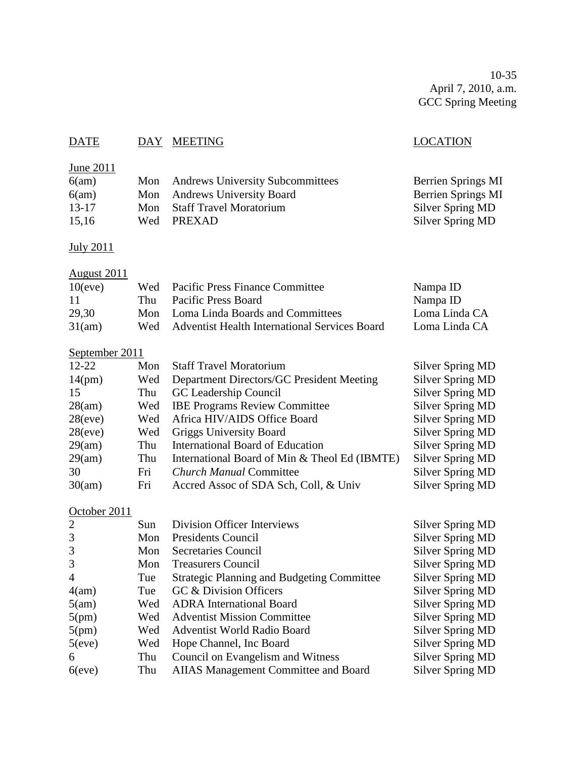10-35
April 7, 2010, a.m.
GCC Spring Meeting

| DATE | DAY | MEETING | LOCATION |
|---|---|---|---|
| June 2011 | | | |
| 6(am) | Mon | Andrews University Subcommittees | Berrien Springs MI |
| 6(am) | Mon | Andrews University Board | Berrien Springs MI |
| 13-17 | Mon | Staff Travel Moratorium | Silver Spring MD |
| 15,16 | Wed | PREXAD | Silver Spring MD |
| July 2011 | | | |
| August 2011 | | | |
| 10(eve) | Wed | Pacific Press Finance Committee | Nampa ID |
| 11 | Thu | Pacific Press Board | Nampa ID |
| 29,30 | Mon | Loma Linda Boards and Committees | Loma Linda CA |
| 31(am) | Wed | Adventist Health International Services Board | Loma Linda CA |
| September 2011 | | | |
| 12-22 | Mon | Staff Travel Moratorium | Silver Spring MD |
| 14(pm) | Wed | Department Directors/GC President Meeting | Silver Spring MD |
| 15 | Thu | GC Leadership Council | Silver Spring MD |
| 28(am) | Wed | IBE Programs Review Committee | Silver Spring MD |
| 28(eve) | Wed | Africa HIV/AIDS Office Board | Silver Spring MD |
| 28(eve) | Wed | Griggs University Board | Silver Spring MD |
| 29(am) | Thu | International Board of Education | Silver Spring MD |
| 29(am) | Thu | International Board of Min & Theol Ed (IBMTE) | Silver Spring MD |
| 30 | Fri | *Church Manual* Committee | Silver Spring MD |
| 30(am) | Fri | Accred Assoc of SDA Sch, Coll, & Univ | Silver Spring MD |
| October 2011 | | | |
| 2 | Sun | Division Officer Interviews | Silver Spring MD |
| 3 | Mon | Presidents Council | Silver Spring MD |
| 3 | Mon | Secretaries Council | Silver Spring MD |
| 3 | Mon | Treasurers Council | Silver Spring MD |
| 4 | Tue | Strategic Planning and Budgeting Committee | Silver Spring MD |
| 4(am) | Tue | GC & Division Officers | Silver Spring MD |
| 5(am) | Wed | ADRA International Board | Silver Spring MD |
| 5(pm) | Wed | Adventist Mission Committee | Silver Spring MD |
| 5(pm) | Wed | Adventist World Radio Board | Silver Spring MD |
| 5(eve) | Wed | Hope Channel, Inc Board | Silver Spring MD |
| 6 | Thu | Council on Evangelism and Witness | Silver Spring MD |
| 6(eve) | Thu | AIIAS Management Committee and Board | Silver Spring MD |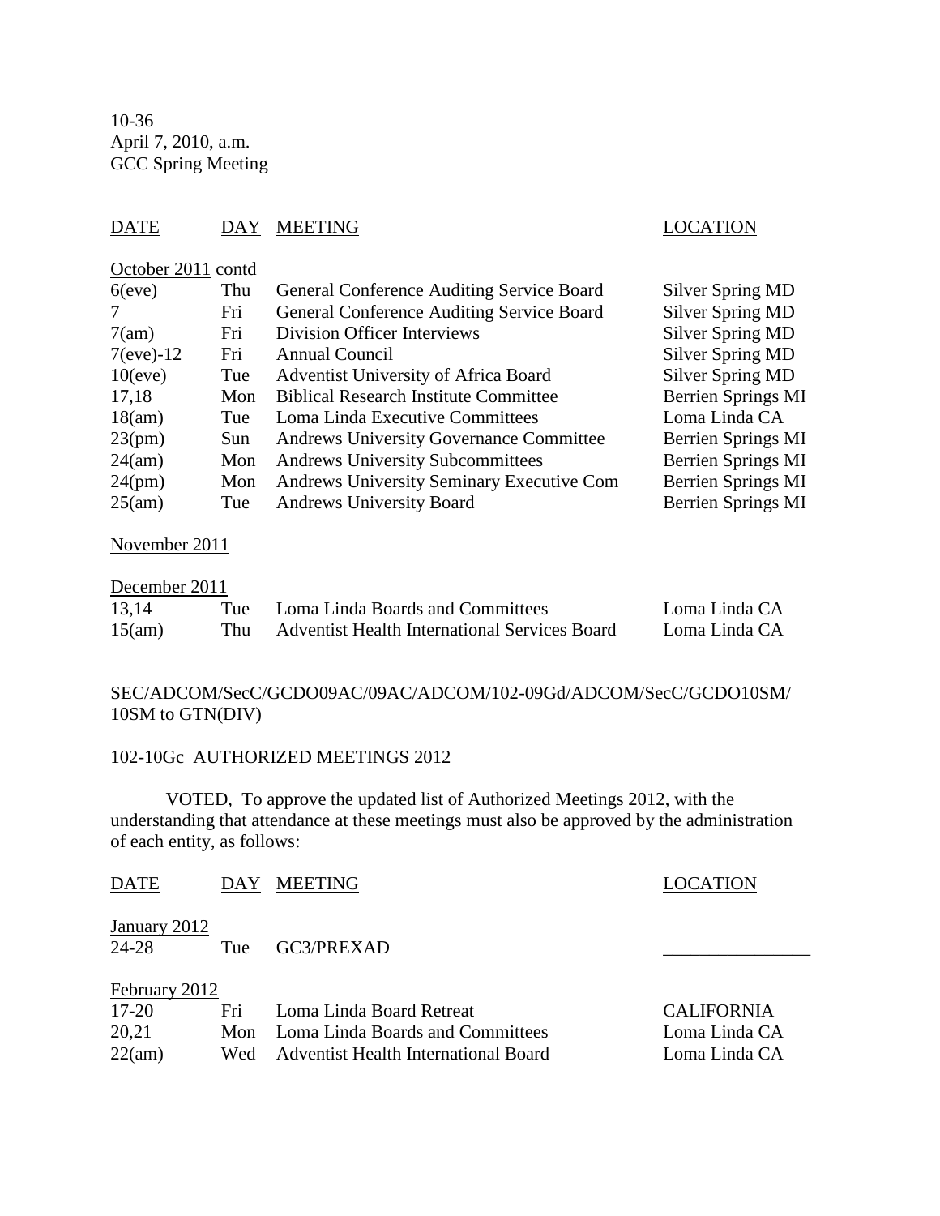10-36
April 7, 2010, a.m.
GCC Spring Meeting

| DATE | DAY | MEETING | LOCATION |
|---|---|---|---|
| October 2011 contd | | | |
| 6(eve) | Thu | General Conference Auditing Service Board | Silver Spring MD |
| 7 | Fri | General Conference Auditing Service Board | Silver Spring MD |
| 7(am) | Fri | Division Officer Interviews | Silver Spring MD |
| 7(eve)-12 | Fri | Annual Council | Silver Spring MD |
| 10(eve) | Tue | Adventist University of Africa Board | Silver Spring MD |
| 17,18 | Mon | Biblical Research Institute Committee | Berrien Springs MI |
| 18(am) | Tue | Loma Linda Executive Committees | Loma Linda CA |
| 23(pm) | Sun | Andrews University Governance Committee | Berrien Springs MI |
| 24(am) | Mon | Andrews University Subcommittees | Berrien Springs MI |
| 24(pm) | Mon | Andrews University Seminary Executive Com | Berrien Springs MI |
| 25(am) | Tue | Andrews University Board | Berrien Springs MI |
| November 2011 | | | |
| December 2011 | | | |
| 13,14 | Tue | Loma Linda Boards and Committees | Loma Linda CA |
| 15(am) | Thu | Adventist Health International Services Board | Loma Linda CA |

SEC/ADCOM/SecC/GCDO09AC/09AC/ADCOM/102-09Gd/ADCOM/SecC/GCDO10SM/10SM to GTN(DIV)

102-10Gc AUTHORIZED MEETINGS 2012

VOTED, To approve the updated list of Authorized Meetings 2012, with the understanding that attendance at these meetings must also be approved by the administration of each entity, as follows:

| DATE | DAY | MEETING | LOCATION |
|---|---|---|---|
| January 2012 | | | |
| 24-28 | Tue | GC3/PREXAD | ________________ |
| February 2012 | | | |
| 17-20 | Fri | Loma Linda Board Retreat | CALIFORNIA |
| 20,21 | Mon | Loma Linda Boards and Committees | Loma Linda CA |
| 22(am) | Wed | Adventist Health International Board | Loma Linda CA |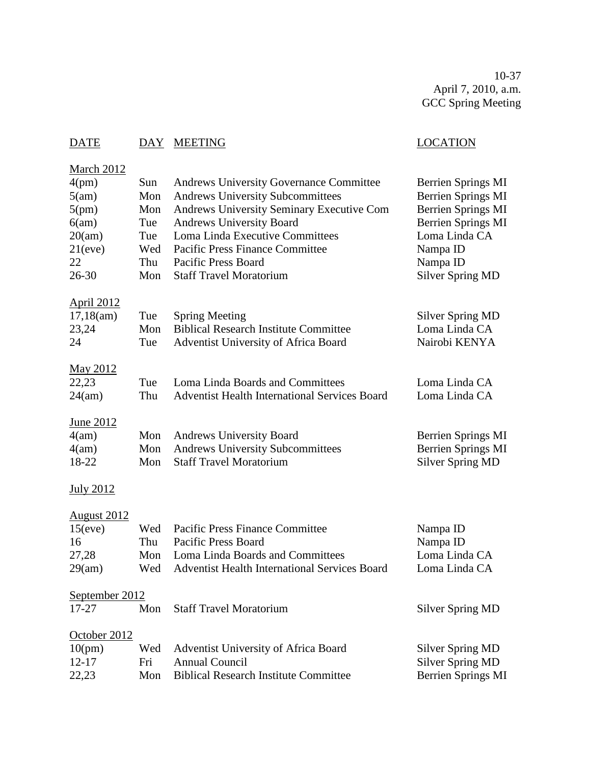10-37
April 7, 2010, a.m.
GCC Spring Meeting

| DATE | DAY | MEETING | LOCATION |
|---|---|---|---|
| **March 2012** | | | |
| 4(pm) | Sun | Andrews University Governance Committee | Berrien Springs MI |
| 5(am) | Mon | Andrews University Subcommittees | Berrien Springs MI |
| 5(pm) | Mon | Andrews University Seminary Executive Com | Berrien Springs MI |
| 6(am) | Tue | Andrews University Board | Berrien Springs MI |
| 20(am) | Tue | Loma Linda Executive Committees | Loma Linda CA |
| 21(eve) | Wed | Pacific Press Finance Committee | Nampa ID |
| 22 | Thu | Pacific Press Board | Nampa ID |
| 26-30 | Mon | Staff Travel Moratorium | Silver Spring MD |
| **April 2012** | | | |
| 17,18(am) | Tue | Spring Meeting | Silver Spring MD |
| 23,24 | Mon | Biblical Research Institute Committee | Loma Linda CA |
| 24 | Tue | Adventist University of Africa Board | Nairobi KENYA |
| **May 2012** | | | |
| 22,23 | Tue | Loma Linda Boards and Committees | Loma Linda CA |
| 24(am) | Thu | Adventist Health International Services Board | Loma Linda CA |
| **June 2012** | | | |
| 4(am) | Mon | Andrews University Board | Berrien Springs MI |
| 4(am) | Mon | Andrews University Subcommittees | Berrien Springs MI |
| 18-22 | Mon | Staff Travel Moratorium | Silver Spring MD |
| **July 2012** | | | |
| **August 2012** | | | |
| 15(eve) | Wed | Pacific Press Finance Committee | Nampa ID |
| 16 | Thu | Pacific Press Board | Nampa ID |
| 27,28 | Mon | Loma Linda Boards and Committees | Loma Linda CA |
| 29(am) | Wed | Adventist Health International Services Board | Loma Linda CA |
| **September 2012** | | | |
| 17-27 | Mon | Staff Travel Moratorium | Silver Spring MD |
| **October 2012** | | | |
| 10(pm) | Wed | Adventist University of Africa Board | Silver Spring MD |
| 12-17 | Fri | Annual Council | Silver Spring MD |
| 22,23 | Mon | Biblical Research Institute Committee | Berrien Springs MI |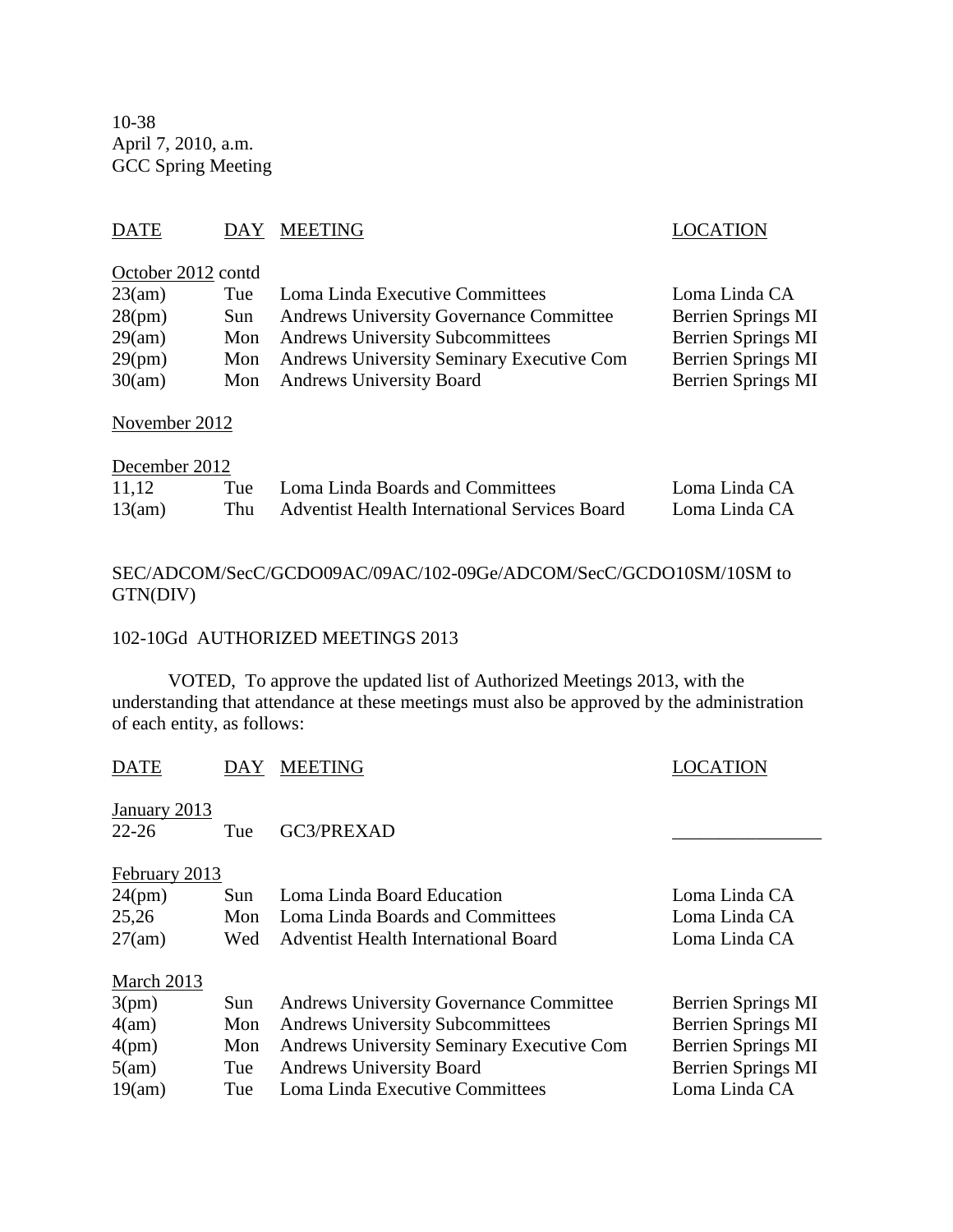10-38
April 7, 2010, a.m.
GCC Spring Meeting

| DATE | DAY | MEETING | LOCATION |
|---|---|---|---|
| October 2012 contd | | | |
| 23(am) | Tue | Loma Linda Executive Committees | Loma Linda CA |
| 28(pm) | Sun | Andrews University Governance Committee | Berrien Springs MI |
| 29(am) | Mon | Andrews University Subcommittees | Berrien Springs MI |
| 29(pm) | Mon | Andrews University Seminary Executive Com | Berrien Springs MI |
| 30(am) | Mon | Andrews University Board | Berrien Springs MI |
| November 2012 | | | |
| December 2012 | | | |
| 11,12 | Tue | Loma Linda Boards and Committees | Loma Linda CA |
| 13(am) | Thu | Adventist Health International Services Board | Loma Linda CA |

SEC/ADCOM/SecC/GCDO09AC/09AC/102-09Ge/ADCOM/SecC/GCDO10SM/10SM to GTN(DIV)

102-10Gd AUTHORIZED MEETINGS 2013

VOTED, To approve the updated list of Authorized Meetings 2013, with the understanding that attendance at these meetings must also be approved by the administration of each entity, as follows:

| DATE | DAY | MEETING | LOCATION |
|---|---|---|---|
| January 2013 | | | |
| 22-26 | Tue | GC3/PREXAD | ________________ |
| February 2013 | | | |
| 24(pm) | Sun | Loma Linda Board Education | Loma Linda CA |
| 25,26 | Mon | Loma Linda Boards and Committees | Loma Linda CA |
| 27(am) | Wed | Adventist Health International Board | Loma Linda CA |
| March 2013 | | | |
| 3(pm) | Sun | Andrews University Governance Committee | Berrien Springs MI |
| 4(am) | Mon | Andrews University Subcommittees | Berrien Springs MI |
| 4(pm) | Mon | Andrews University Seminary Executive Com | Berrien Springs MI |
| 5(am) | Tue | Andrews University Board | Berrien Springs MI |
| 19(am) | Tue | Loma Linda Executive Committees | Loma Linda CA |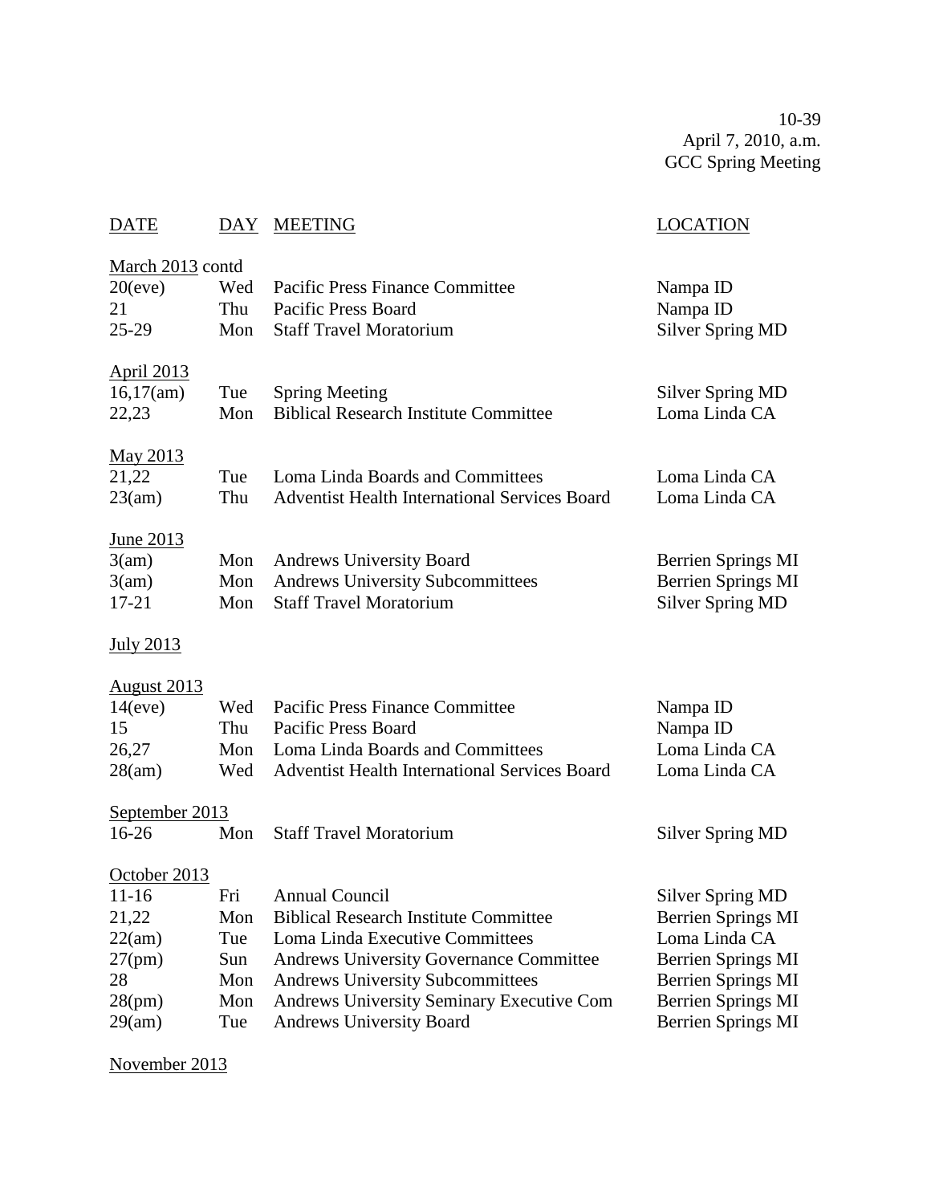10-39
April 7, 2010, a.m.
GCC Spring Meeting

| DATE | DAY | MEETING | LOCATION |
|---|---|---|---|
| March 2013 contd | | | |
| 20(eve) | Wed | Pacific Press Finance Committee | Nampa ID |
| 21 | Thu | Pacific Press Board | Nampa ID |
| 25-29 | Mon | Staff Travel Moratorium | Silver Spring MD |
| April 2013 | | | |
| 16,17(am) | Tue | Spring Meeting | Silver Spring MD |
| 22,23 | Mon | Biblical Research Institute Committee | Loma Linda CA |
| May 2013 | | | |
| 21,22 | Tue | Loma Linda Boards and Committees | Loma Linda CA |
| 23(am) | Thu | Adventist Health International Services Board | Loma Linda CA |
| June 2013 | | | |
| 3(am) | Mon | Andrews University Board | Berrien Springs MI |
| 3(am) | Mon | Andrews University Subcommittees | Berrien Springs MI |
| 17-21 | Mon | Staff Travel Moratorium | Silver Spring MD |
| July 2013 | | | |
| August 2013 | | | |
| 14(eve) | Wed | Pacific Press Finance Committee | Nampa ID |
| 15 | Thu | Pacific Press Board | Nampa ID |
| 26,27 | Mon | Loma Linda Boards and Committees | Loma Linda CA |
| 28(am) | Wed | Adventist Health International Services Board | Loma Linda CA |
| September 2013 | | | |
| 16-26 | Mon | Staff Travel Moratorium | Silver Spring MD |
| October 2013 | | | |
| 11-16 | Fri | Annual Council | Silver Spring MD |
| 21,22 | Mon | Biblical Research Institute Committee | Berrien Springs MI |
| 22(am) | Tue | Loma Linda Executive Committees | Loma Linda CA |
| 27(pm) | Sun | Andrews University Governance Committee | Berrien Springs MI |
| 28 | Mon | Andrews University Subcommittees | Berrien Springs MI |
| 28(pm) | Mon | Andrews University Seminary Executive Com | Berrien Springs MI |
| 29(am) | Tue | Andrews University Board | Berrien Springs MI |
| November 2013 | | | |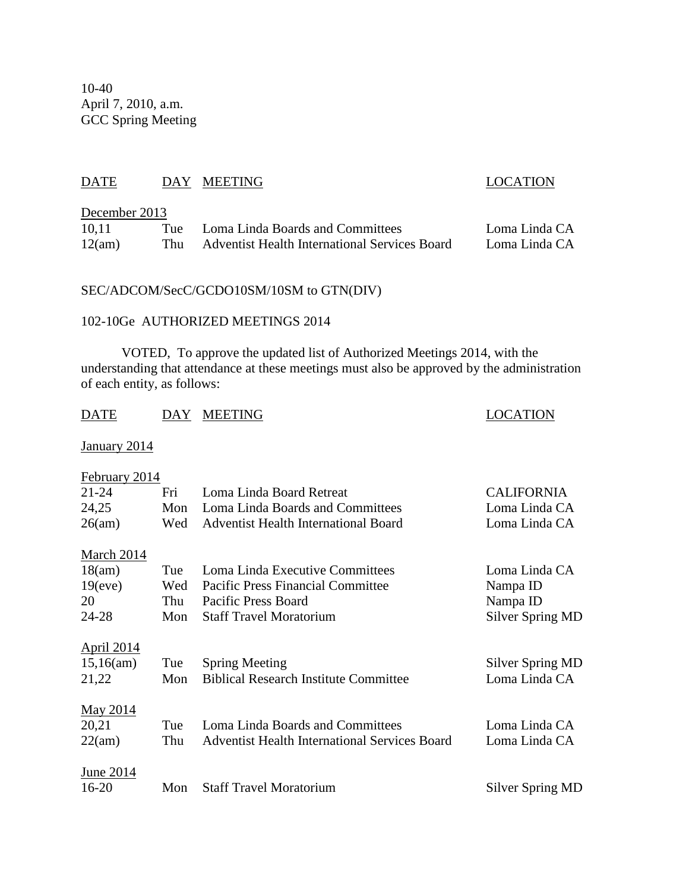10-40
April 7, 2010, a.m.
GCC Spring Meeting

| DATE | DAY | MEETING | LOCATION |
|---|---|---|---|
| December 2013 | | | |
| 10,11 | Tue | Loma Linda Boards and Committees | Loma Linda CA |
| 12(am) | Thu | Adventist Health International Services Board | Loma Linda CA |

SEC/ADCOM/SecC/GCDO10SM/10SM to GTN(DIV)

102-10Ge AUTHORIZED MEETINGS 2014

VOTED, To approve the updated list of Authorized Meetings 2014, with the understanding that attendance at these meetings must also be approved by the administration of each entity, as follows:

| DATE | DAY | MEETING | LOCATION |
|---|---|---|---|
| January 2014 | | | |
| February 2014 | | | |
| 21-24 | Fri | Loma Linda Board Retreat | CALIFORNIA |
| 24,25 | Mon | Loma Linda Boards and Committees | Loma Linda CA |
| 26(am) | Wed | Adventist Health International Board | Loma Linda CA |
| March 2014 | | | |
| 18(am) | Tue | Loma Linda Executive Committees | Loma Linda CA |
| 19(eve) | Wed | Pacific Press Financial Committee | Nampa ID |
| 20 | Thu | Pacific Press Board | Nampa ID |
| 24-28 | Mon | Staff Travel Moratorium | Silver Spring MD |
| April 2014 | | | |
| 15,16(am) | Tue | Spring Meeting | Silver Spring MD |
| 21,22 | Mon | Biblical Research Institute Committee | Loma Linda CA |
| May 2014 | | | |
| 20,21 | Tue | Loma Linda Boards and Committees | Loma Linda CA |
| 22(am) | Thu | Adventist Health International Services Board | Loma Linda CA |
| June 2014 | | | |
| 16-20 | Mon | Staff Travel Moratorium | Silver Spring MD |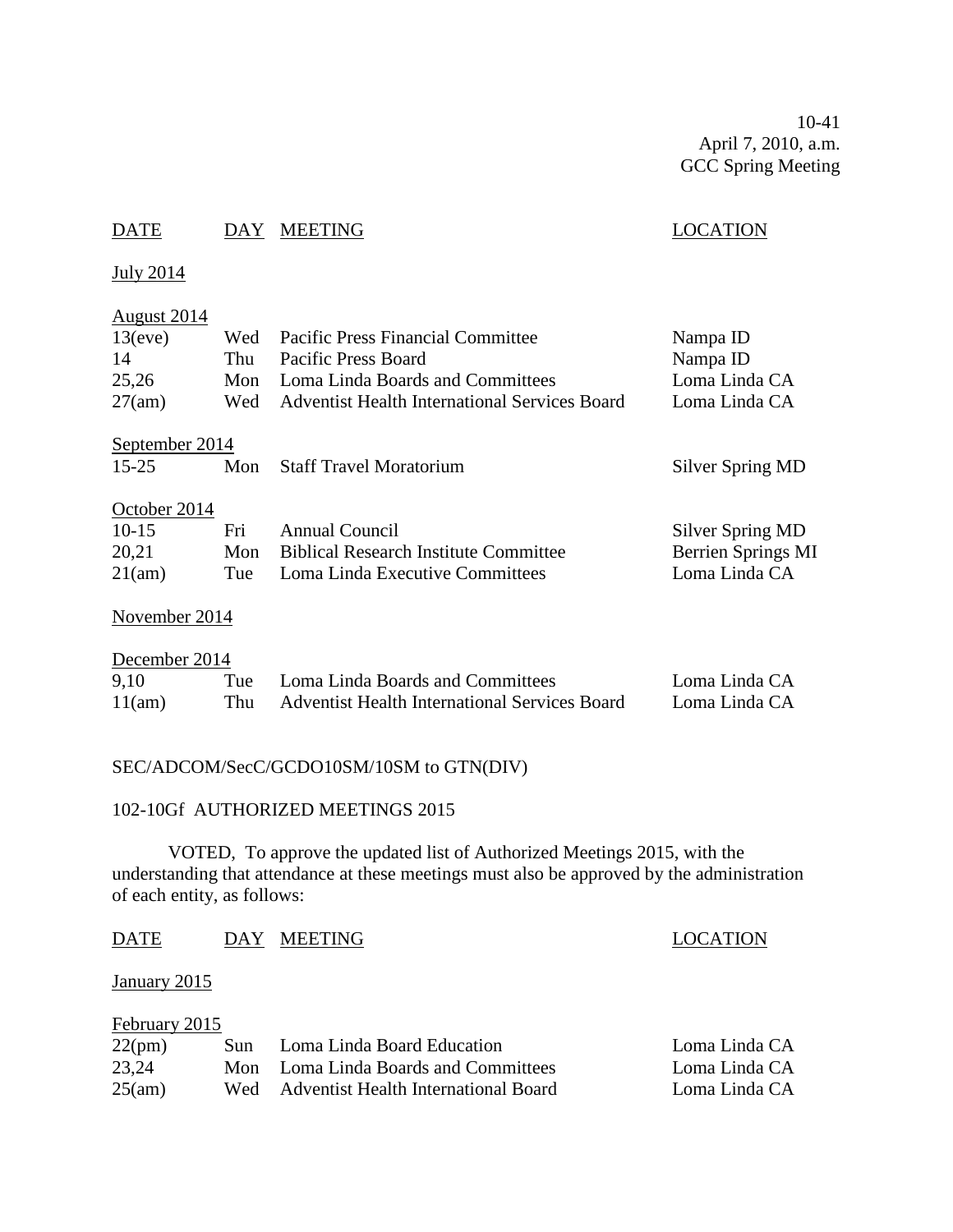| DATE | DAY | MEETING | LOCATION |
|---|---|---|---|
| July 2014 | | | |
| August 2014 | | | |
| 13(eve) | Wed | Pacific Press Financial Committee | Nampa ID |
| 14 | Thu | Pacific Press Board | Nampa ID |
| 25,26 | Mon | Loma Linda Boards and Committees | Loma Linda CA |
| 27(am) | Wed | Adventist Health International Services Board | Loma Linda CA |
| September 2014 | | | |
| 15-25 | Mon | Staff Travel Moratorium | Silver Spring MD |
| October 2014 | | | |
| 10-15 | Fri | Annual Council | Silver Spring MD |
| 20,21 | Mon | Biblical Research Institute Committee | Berrien Springs MI |
| 21(am) | Tue | Loma Linda Executive Committees | Loma Linda CA |
| November 2014 | | | |
| December 2014 | | | |
| 9,10 | Tue | Loma Linda Boards and Committees | Loma Linda CA |
| 11(am) | Thu | Adventist Health International Services Board | Loma Linda CA |

SEC/ADCOM/SecC/GCDO10SM/10SM to GTN(DIV)

102-10Gf AUTHORIZED MEETINGS 2015

VOTED, To approve the updated list of Authorized Meetings 2015, with the understanding that attendance at these meetings must also be approved by the administration of each entity, as follows:

| DATE | DAY | MEETING | LOCATION |
|---|---|---|---|
| January 2015 | | | |
| February 2015 | | | |
| 22(pm) | Sun | Loma Linda Board Education | Loma Linda CA |
| 23,24 | Mon | Loma Linda Boards and Committees | Loma Linda CA |
| 25(am) | Wed | Adventist Health International Board | Loma Linda CA |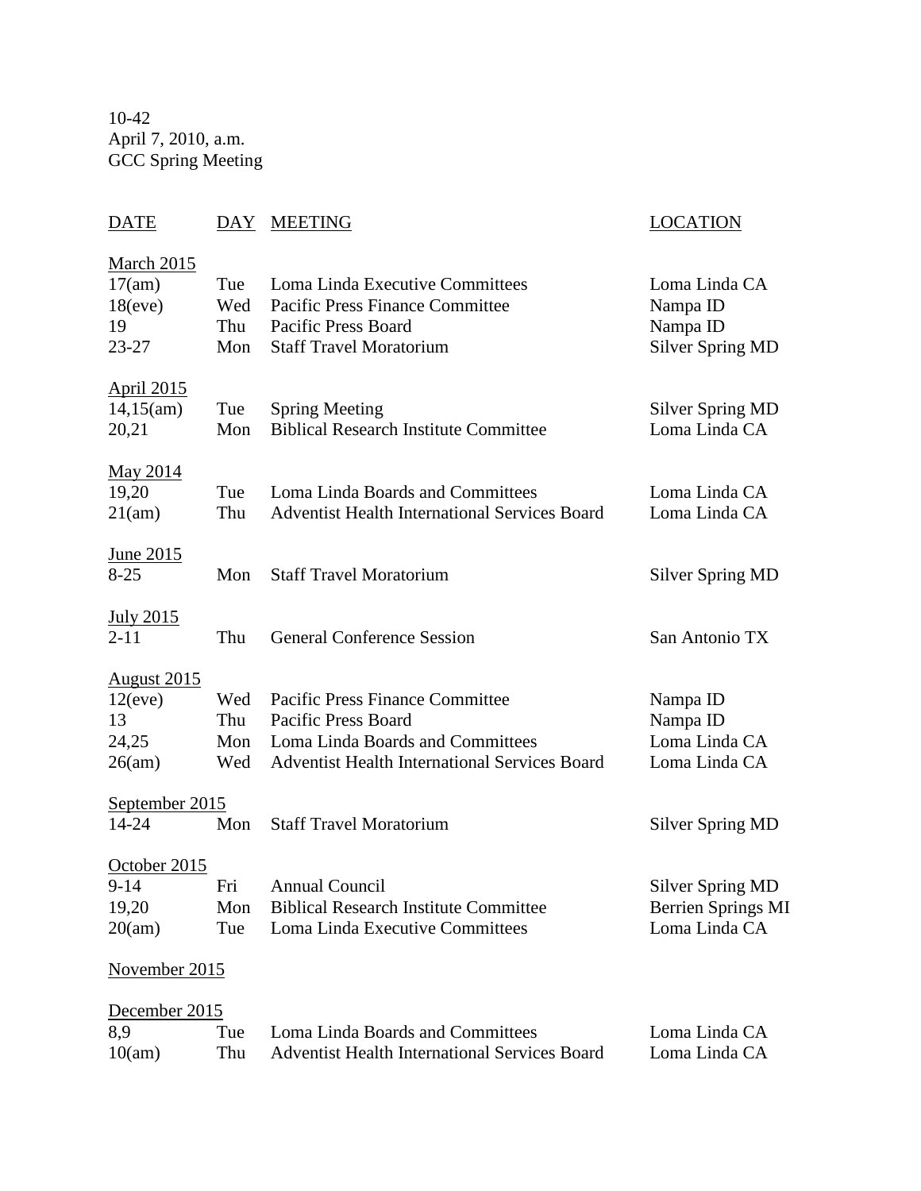10-42
April 7, 2010, a.m.
GCC Spring Meeting

| DATE | DAY | MEETING | LOCATION |
|---|---|---|---|
| March 2015 | | | |
| 17(am) | Tue | Loma Linda Executive Committees | Loma Linda CA |
| 18(eve) | Wed | Pacific Press Finance Committee | Nampa ID |
| 19 | Thu | Pacific Press Board | Nampa ID |
| 23-27 | Mon | Staff Travel Moratorium | Silver Spring MD |
| April 2015 | | | |
| 14,15(am) | Tue | Spring Meeting | Silver Spring MD |
| 20,21 | Mon | Biblical Research Institute Committee | Loma Linda CA |
| May 2014 | | | |
| 19,20 | Tue | Loma Linda Boards and Committees | Loma Linda CA |
| 21(am) | Thu | Adventist Health International Services Board | Loma Linda CA |
| June 2015 | | | |
| 8-25 | Mon | Staff Travel Moratorium | Silver Spring MD |
| July 2015 | | | |
| 2-11 | Thu | General Conference Session | San Antonio TX |
| August 2015 | | | |
| 12(eve) | Wed | Pacific Press Finance Committee | Nampa ID |
| 13 | Thu | Pacific Press Board | Nampa ID |
| 24,25 | Mon | Loma Linda Boards and Committees | Loma Linda CA |
| 26(am) | Wed | Adventist Health International Services Board | Loma Linda CA |
| September 2015 | | | |
| 14-24 | Mon | Staff Travel Moratorium | Silver Spring MD |
| October 2015 | | | |
| 9-14 | Fri | Annual Council | Silver Spring MD |
| 19,20 | Mon | Biblical Research Institute Committee | Berrien Springs MI |
| 20(am) | Tue | Loma Linda Executive Committees | Loma Linda CA |
| November 2015 | | | |
| December 2015 | | | |
| 8,9 | Tue | Loma Linda Boards and Committees | Loma Linda CA |
| 10(am) | Thu | Adventist Health International Services Board | Loma Linda CA |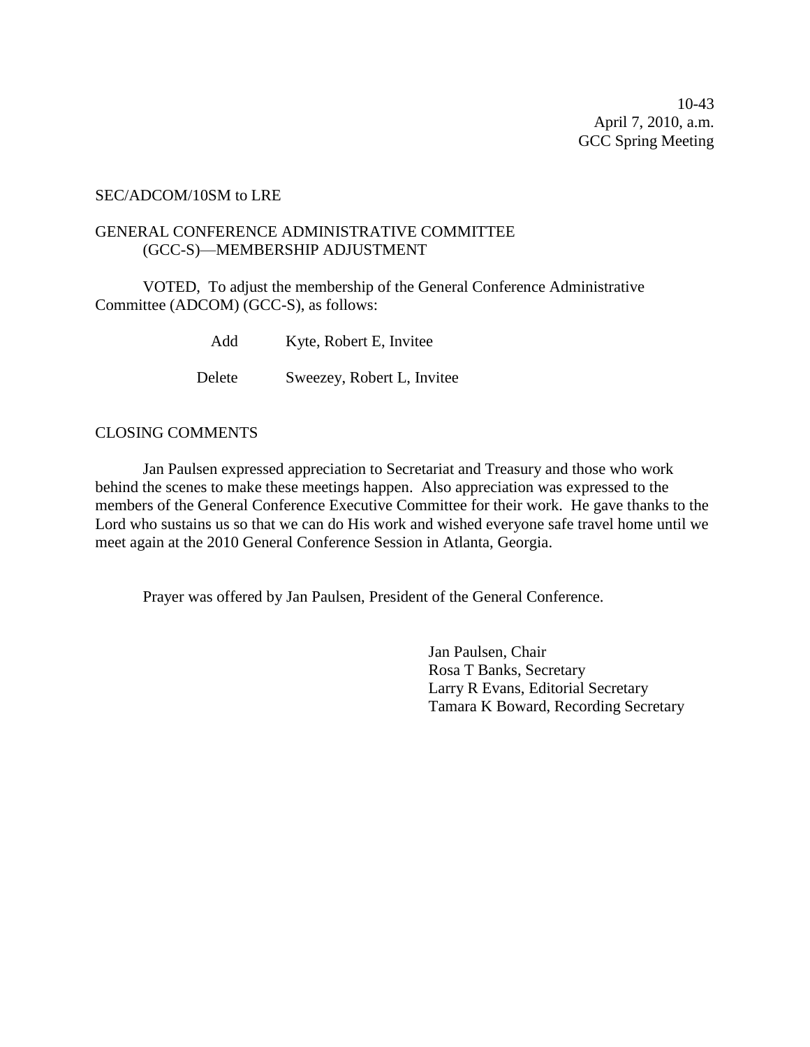10-43
April 7, 2010, a.m.
GCC Spring Meeting

SEC/ADCOM/10SM to LRE

GENERAL CONFERENCE ADMINISTRATIVE COMMITTEE (GCC-S)—MEMBERSHIP ADJUSTMENT

VOTED, To adjust the membership of the General Conference Administrative Committee (ADCOM) (GCC-S), as follows:

| | |
|---|---|
| Add | Kyte, Robert E, Invitee |
| Delete | Sweezey, Robert L, Invitee |

CLOSING COMMENTS

Jan Paulsen expressed appreciation to Secretariat and Treasury and those who work behind the scenes to make these meetings happen. Also appreciation was expressed to the members of the General Conference Executive Committee for their work. He gave thanks to the Lord who sustains us so that we can do His work and wished everyone safe travel home until we meet again at the 2010 General Conference Session in Atlanta, Georgia.

Prayer was offered by Jan Paulsen, President of the General Conference.

Jan Paulsen, Chair
Rosa T Banks, Secretary
Larry R Evans, Editorial Secretary
Tamara K Boward, Recording Secretary